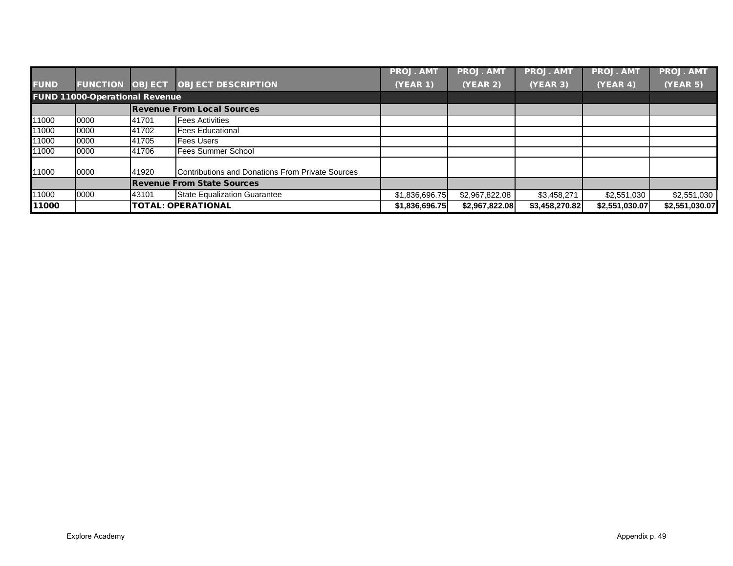| FUND | FUNCTION | OBJECT | OBJECT DESCRIPTION | PROJ. AMT (YEAR 1) | PROJ. AMT (YEAR 2) | PROJ. AMT (YEAR 3) | PROJ. AMT (YEAR 4) | PROJ. AMT (YEAR 5) |
|---|---|---|---|---|---|---|---|---|
| **FUND 11000-Operational Revenue** | | | | | | | | |
| | | | **Revenue From Local Sources** | | | | | |
| 11000 | 0000 | 41701 | Fees Activities | | | | | |
| 11000 | 0000 | 41702 | Fees Educational | | | | | |
| 11000 | 0000 | 41705 | Fees Users | | | | | |
| 11000 | 0000 | 41706 | Fees Summer School | | | | | |
| 11000 | 0000 | 41920 | Contributions and Donations From Private Sources | | | | | |
| | | | **Revenue From State Sources** | | | | | |
| 11000 | 0000 | 43101 | State Equalization Guarantee | $1,836,696.75 | $2,967,822.08 | $3,458,271 | $2,551,030 | $2,551,030 |
| **11000** | | | **TOTAL: OPERATIONAL** | **$1,836,696.75** | **$2,967,822.08** | **$3,458,270.82** | **$2,551,030.07** | **$2,551,030.07** |

Explore Academy

Appendix p. 49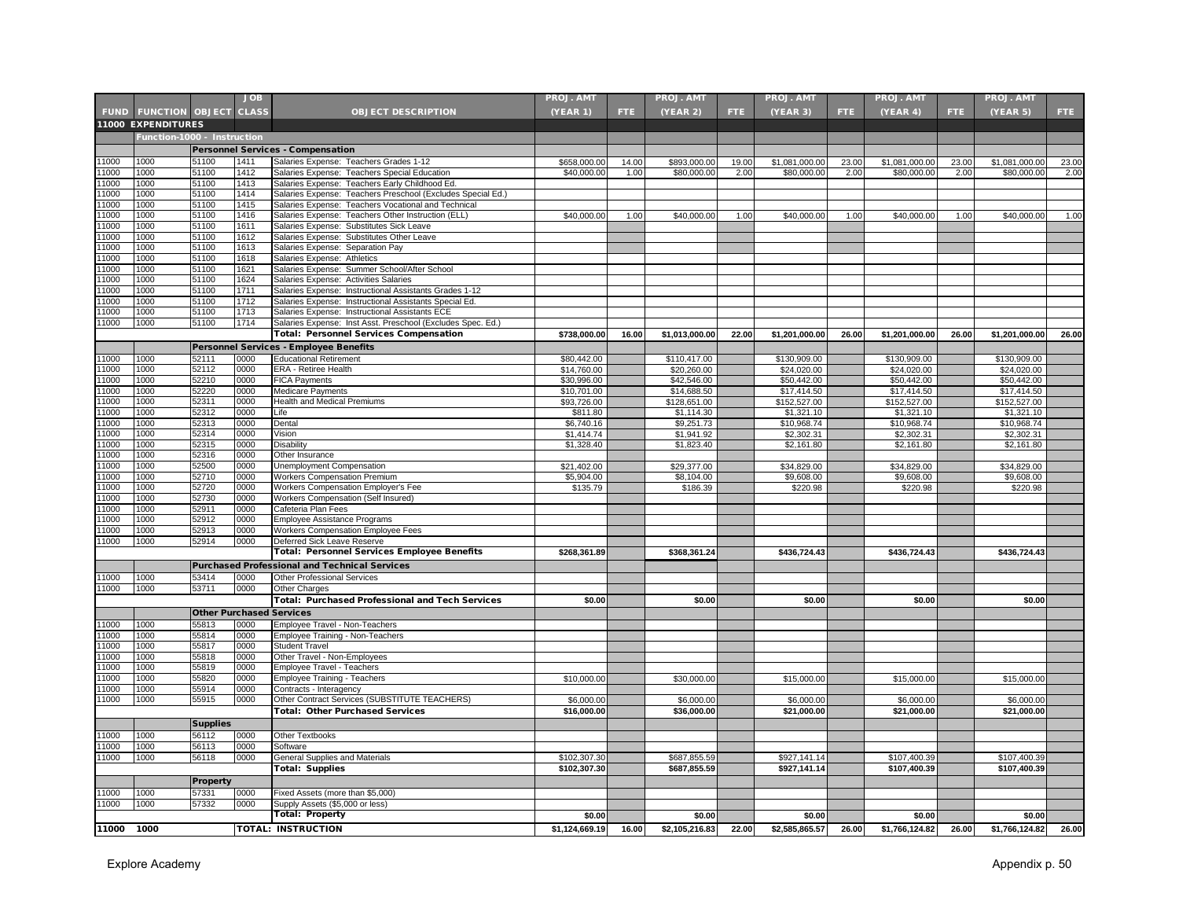| FUND | FUNCTION | OBJECT | JOB CLASS | OBJECT DESCRIPTION | PROJ. AMT (YEAR 1) | FTE | PROJ. AMT (YEAR 2) | FTE | PROJ. AMT (YEAR 3) | FTE | PROJ. AMT (YEAR 4) | FTE | PROJ. AMT (YEAR 5) | FTE |
|---|---|---|---|---|---|---|---|---|---|---|---|---|---|---|
| **11000 EXPENDITURES** | | | | | | | | | | | | | | |
| | **Function-1000 - Instruction** | | | | | | | | | | | | | |
| | | **Personnel Services - Compensation** | | | | | | | | | | | | |
| 11000 | 1000 | 51100 | 1411 | Salaries Expense: Teachers Grades 1-12 | $658,000.00 | 14.00 | $893,000.00 | 19.00 | $1,081,000.00 | 23.00 | $1,081,000.00 | 23.00 | $1,081,000.00 | 23.00 |
| 11000 | 1000 | 51100 | 1412 | Salaries Expense: Teachers Special Education | $40,000.00 | 1.00 | $80,000.00 | 2.00 | $80,000.00 | 2.00 | $80,000.00 | 2.00 | $80,000.00 | 2.00 |
| 11000 | 1000 | 51100 | 1413 | Salaries Expense: Teachers Early Childhood Ed. | | | | | | | | | | |
| 11000 | 1000 | 51100 | 1414 | Salaries Expense: Teachers Preschool (Excludes Special Ed.) | | | | | | | | | | |
| 11000 | 1000 | 51100 | 1415 | Salaries Expense: Teachers Vocational and Technical | | | | | | | | | | |
| 11000 | 1000 | 51100 | 1416 | Salaries Expense: Teachers Other Instruction (ELL) | $40,000.00 | 1.00 | $40,000.00 | 1.00 | $40,000.00 | 1.00 | $40,000.00 | 1.00 | $40,000.00 | 1.00 |
| 11000 | 1000 | 51100 | 1611 | Salaries Expense: Substitutes Sick Leave | | | | | | | | | | |
| 11000 | 1000 | 51100 | 1612 | Salaries Expense: Substitutes Other Leave | | | | | | | | | | |
| 11000 | 1000 | 51100 | 1613 | Salaries Expense: Separation Pay | | | | | | | | | | |
| 11000 | 1000 | 51100 | 1618 | Salaries Expense: Athletics | | | | | | | | | | |
| 11000 | 1000 | 51100 | 1621 | Salaries Expense: Summer School/After School | | | | | | | | | | |
| 11000 | 1000 | 51100 | 1624 | Salaries Expense: Activities Salaries | | | | | | | | | | |
| 11000 | 1000 | 51100 | 1711 | Salaries Expense: Instructional Assistants Grades 1-12 | | | | | | | | | | |
| 11000 | 1000 | 51100 | 1712 | Salaries Expense: Instructional Assistants Special Ed. | | | | | | | | | | |
| 11000 | 1000 | 51100 | 1713 | Salaries Expense: Instructional Assistants ECE | | | | | | | | | | |
| 11000 | 1000 | 51100 | 1714 | Salaries Expense: Inst Asst. Preschool (Excludes Spec. Ed.) | | | | | | | | | | |
| | | | | **Total: Personnel Services Compensation** | **$738,000.00** | **16.00** | **$1,013,000.00** | **22.00** | **$1,201,000.00** | **26.00** | **$1,201,000.00** | **26.00** | **$1,201,000.00** | **26.00** |
| | | **Personnel Services - Employee Benefits** | | | | | | | | | | | | |
| 11000 | 1000 | 52111 | 0000 | Educational Retirement | $80,442.00 | | $110,417.00 | | $130,909.00 | | $130,909.00 | | $130,909.00 | |
| 11000 | 1000 | 52112 | 0000 | ERA - Retiree Health | $14,760.00 | | $20,260.00 | | $24,020.00 | | $24,020.00 | | $24,020.00 | |
| 11000 | 1000 | 52210 | 0000 | FICA Payments | $30,996.00 | | $42,546.00 | | $50,442.00 | | $50,442.00 | | $50,442.00 | |
| 11000 | 1000 | 52220 | 0000 | Medicare Payments | $10,701.00 | | $14,688.50 | | $17,414.50 | | $17,414.50 | | $17,414.50 | |
| 11000 | 1000 | 52311 | 0000 | Health and Medical Premiums | $93,726.00 | | $128,651.00 | | $152,527.00 | | $152,527.00 | | $152,527.00 | |
| 11000 | 1000 | 52312 | 0000 | Life | $811.80 | | $1,114.30 | | $1,321.10 | | $1,321.10 | | $1,321.10 | |
| 11000 | 1000 | 52313 | 0000 | Dental | $6,740.16 | | $9,251.73 | | $10,968.74 | | $10,968.74 | | $10,968.74 | |
| 11000 | 1000 | 52314 | 0000 | Vision | $1,414.74 | | $1,941.92 | | $2,302.31 | | $2,302.31 | | $2,302.31 | |
| 11000 | 1000 | 52315 | 0000 | Disability | $1,328.40 | | $1,823.40 | | $2,161.80 | | $2,161.80 | | $2,161.80 | |
| 11000 | 1000 | 52316 | 0000 | Other Insurance | | | | | | | | | | |
| 11000 | 1000 | 52500 | 0000 | Unemployment Compensation | $21,402.00 | | $29,377.00 | | $34,829.00 | | $34,829.00 | | $34,829.00 | |
| 11000 | 1000 | 52710 | 0000 | Workers Compensation Premium | $5,904.00 | | $8,104.00 | | $9,608.00 | | $9,608.00 | | $9,608.00 | |
| 11000 | 1000 | 52720 | 0000 | Workers Compensation Employer's Fee | $135.79 | | $186.39 | | $220.98 | | $220.98 | | $220.98 | |
| 11000 | 1000 | 52730 | 0000 | Workers Compensation (Self Insured) | | | | | | | | | | |
| 11000 | 1000 | 52911 | 0000 | Cafeteria Plan Fees | | | | | | | | | | |
| 11000 | 1000 | 52912 | 0000 | Employee Assistance Programs | | | | | | | | | | |
| 11000 | 1000 | 52913 | 0000 | Workers Compensation Employee Fees | | | | | | | | | | |
| 11000 | 1000 | 52914 | 0000 | Deferred Sick Leave Reserve | | | | | | | | | | |
| | | | | **Total: Personnel Services Employee Benefits** | **$268,361.89** | | **$368,361.24** | | **$436,724.43** | | **$436,724.43** | | **$436,724.43** | |
| | | **Purchased Professional and Technical Services** | | | | | | | | | | | | |
| 11000 | 1000 | 53414 | 0000 | Other Professional Services | | | | | | | | | | |
| 11000 | 1000 | 53711 | 0000 | Other Charges | | | | | | | | | | |
| | | | | **Total: Purchased Professional and Tech Services** | **$0.00** | | **$0.00** | | **$0.00** | | **$0.00** | | **$0.00** | |
| | | **Other Purchased Services** | | | | | | | | | | | | |
| 11000 | 1000 | 55813 | 0000 | Employee Travel - Non-Teachers | | | | | | | | | | |
| 11000 | 1000 | 55814 | 0000 | Employee Training - Non-Teachers | | | | | | | | | | |
| 11000 | 1000 | 55817 | 0000 | Student Travel | | | | | | | | | | |
| 11000 | 1000 | 55818 | 0000 | Other Travel - Non-Employees | | | | | | | | | | |
| 11000 | 1000 | 55819 | 0000 | Employee Travel - Teachers | | | | | | | | | | |
| 11000 | 1000 | 55820 | 0000 | Employee Training - Teachers | $10,000.00 | | $30,000.00 | | $15,000.00 | | $15,000.00 | | $15,000.00 | |
| 11000 | 1000 | 55914 | 0000 | Contracts - Interagency | | | | | | | | | | |
| 11000 | 1000 | 55915 | 0000 | Other Contract Services (SUBSTITUTE TEACHERS) | $6,000.00 | | $6,000.00 | | $6,000.00 | | $6,000.00 | | $6,000.00 | |
| | | | | **Total: Other Purchased Services** | **$16,000.00** | | **$36,000.00** | | **$21,000.00** | | **$21,000.00** | | **$21,000.00** | |
| | | **Supplies** | | | | | | | | | | | | |
| 11000 | 1000 | 56112 | 0000 | Other Textbooks | | | | | | | | | | |
| 11000 | 1000 | 56113 | 0000 | Software | | | | | | | | | | |
| 11000 | 1000 | 56118 | 0000 | General Supplies and Materials | $102,307.30 | | $687,855.59 | | $927,141.14 | | $107,400.39 | | $107,400.39 | |
| | | | | **Total: Supplies** | **$102,307.30** | | **$687,855.59** | | **$927,141.14** | | **$107,400.39** | | **$107,400.39** | |
| | | **Property** | | | | | | | | | | | | |
| 11000 | 1000 | 57331 | 0000 | Fixed Assets (more than $5,000) | | | | | | | | | | |
| 11000 | 1000 | 57332 | 0000 | Supply Assets ($5,000 or less) | | | | | | | | | | |
| | | | | **Total: Property** | **$0.00** | | **$0.00** | | **$0.00** | | **$0.00** | | **$0.00** | |
| **11000** | **1000** | | | **TOTAL: INSTRUCTION** | **$1,124,669.19** | **16.00** | **$2,105,216.83** | **22.00** | **$2,585,865.57** | **26.00** | **$1,766,124.82** | **26.00** | **$1,766,124.82** | **26.00** |

Explore Academy

Appendix p. 50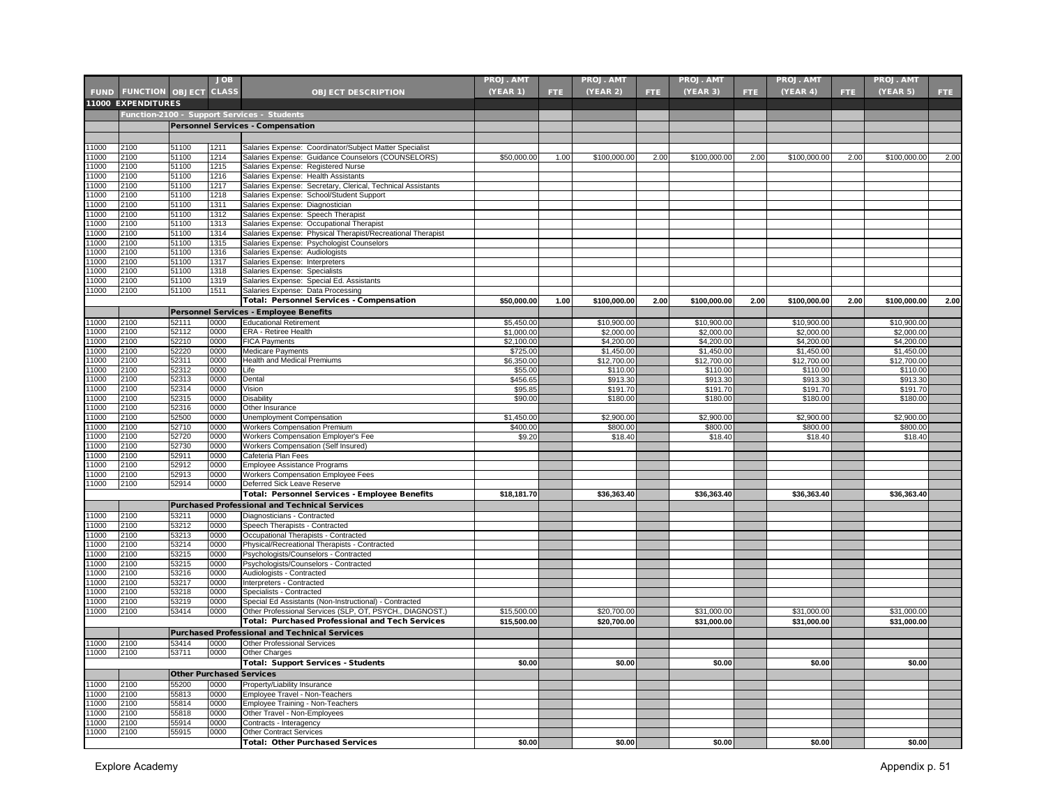| FUND | FUNCTION | OBJECT | JOB CLASS | OBJECT DESCRIPTION | PROJ. AMT (YEAR 1) | FTE | PROJ. AMT (YEAR 2) | FTE | PROJ. AMT (YEAR 3) | FTE | PROJ. AMT (YEAR 4) | FTE | PROJ. AMT (YEAR 5) | FTE |
|---|---|---|---|---|---|---|---|---|---|---|---|---|---|---|
| **11000 EXPENDITURES** | | | | | | | | | | | | | | |
| | **Function-2100 - Support Services - Students** | | | | | | | | | | | | | |
| | | **Personnel Services - Compensation** | | | | | | | | | | | | |
| 11000 | 2100 | 51100 | 1211 | Salaries Expense: Coordinator/Subject Matter Specialist | | | | | | | | | | |
| 11000 | 2100 | 51100 | 1214 | Salaries Expense: Guidance Counselors (COUNSELORS) | $50,000.00 | 1.00 | $100,000.00 | 2.00 | $100,000.00 | 2.00 | $100,000.00 | 2.00 | $100,000.00 | 2.00 |
| 11000 | 2100 | 51100 | 1215 | Salaries Expense: Registered Nurse | | | | | | | | | | |
| 11000 | 2100 | 51100 | 1216 | Salaries Expense: Health Assistants | | | | | | | | | | |
| 11000 | 2100 | 51100 | 1217 | Salaries Expense: Secretary, Clerical, Technical Assistants | | | | | | | | | | |
| 11000 | 2100 | 51100 | 1218 | Salaries Expense: School/Student Support | | | | | | | | | | |
| 11000 | 2100 | 51100 | 1311 | Salaries Expense: Diagnostician | | | | | | | | | | |
| 11000 | 2100 | 51100 | 1312 | Salaries Expense: Speech Therapist | | | | | | | | | | |
| 11000 | 2100 | 51100 | 1313 | Salaries Expense: Occupational Therapist | | | | | | | | | | |
| 11000 | 2100 | 51100 | 1314 | Salaries Expense: Physical Therapist/Recreational Therapist | | | | | | | | | | |
| 11000 | 2100 | 51100 | 1315 | Salaries Expense: Psychologist Counselors | | | | | | | | | | |
| 11000 | 2100 | 51100 | 1316 | Salaries Expense: Audiologists | | | | | | | | | | |
| 11000 | 2100 | 51100 | 1317 | Salaries Expense: Interpreters | | | | | | | | | | |
| 11000 | 2100 | 51100 | 1318 | Salaries Expense: Specialists | | | | | | | | | | |
| 11000 | 2100 | 51100 | 1319 | Salaries Expense: Special Ed. Assistants | | | | | | | | | | |
| 11000 | 2100 | 51100 | 1511 | Salaries Expense: Data Processing | | | | | | | | | | |
| | | | | **Total: Personnel Services - Compensation** | **$50,000.00** | **1.00** | **$100,000.00** | **2.00** | **$100,000.00** | **2.00** | **$100,000.00** | **2.00** | **$100,000.00** | **2.00** |
| | | **Personnel Services - Employee Benefits** | | | | | | | | | | | | |
| 11000 | 2100 | 52111 | 0000 | Educational Retirement | $5,450.00 | | $10,900.00 | | $10,900.00 | | $10,900.00 | | $10,900.00 | |
| 11000 | 2100 | 52112 | 0000 | ERA - Retiree Health | $1,000.00 | | $2,000.00 | | $2,000.00 | | $2,000.00 | | $2,000.00 | |
| 11000 | 2100 | 52210 | 0000 | FICA Payments | $2,100.00 | | $4,200.00 | | $4,200.00 | | $4,200.00 | | $4,200.00 | |
| 11000 | 2100 | 52220 | 0000 | Medicare Payments | $725.00 | | $1,450.00 | | $1,450.00 | | $1,450.00 | | $1,450.00 | |
| 11000 | 2100 | 52311 | 0000 | Health and Medical Premiums | $6,350.00 | | $12,700.00 | | $12,700.00 | | $12,700.00 | | $12,700.00 | |
| 11000 | 2100 | 52312 | 0000 | Life | $55.00 | | $110.00 | | $110.00 | | $110.00 | | $110.00 | |
| 11000 | 2100 | 52313 | 0000 | Dental | $456.65 | | $913.30 | | $913.30 | | $913.30 | | $913.30 | |
| 11000 | 2100 | 52314 | 0000 | Vision | $95.85 | | $191.70 | | $191.70 | | $191.70 | | $191.70 | |
| 11000 | 2100 | 52315 | 0000 | Disability | $90.00 | | $180.00 | | $180.00 | | $180.00 | | $180.00 | |
| 11000 | 2100 | 52316 | 0000 | Other Insurance | | | | | | | | | | |
| 11000 | 2100 | 52500 | 0000 | Unemployment Compensation | $1,450.00 | | $2,900.00 | | $2,900.00 | | $2,900.00 | | $2,900.00 | |
| 11000 | 2100 | 52710 | 0000 | Workers Compensation Premium | $400.00 | | $800.00 | | $800.00 | | $800.00 | | $800.00 | |
| 11000 | 2100 | 52720 | 0000 | Workers Compensation Employer's Fee | $9.20 | | $18.40 | | $18.40 | | $18.40 | | $18.40 | |
| 11000 | 2100 | 52730 | 0000 | Workers Compensation (Self Insured) | | | | | | | | | | |
| 11000 | 2100 | 52911 | 0000 | Cafeteria Plan Fees | | | | | | | | | | |
| 11000 | 2100 | 52912 | 0000 | Employee Assistance Programs | | | | | | | | | | |
| 11000 | 2100 | 52913 | 0000 | Workers Compensation Employee Fees | | | | | | | | | | |
| 11000 | 2100 | 52914 | 0000 | Deferred Sick Leave Reserve | | | | | | | | | | |
| | | | | **Total: Personnel Services - Employee Benefits** | **$18,181.70** | | **$36,363.40** | | **$36,363.40** | | **$36,363.40** | | **$36,363.40** | |
| | | **Purchased Professional and Technical Services** | | | | | | | | | | | | |
| 11000 | 2100 | 53211 | 0000 | Diagnosticians - Contracted | | | | | | | | | | |
| 11000 | 2100 | 53212 | 0000 | Speech Therapists - Contracted | | | | | | | | | | |
| 11000 | 2100 | 53213 | 0000 | Occupational Therapists - Contracted | | | | | | | | | | |
| 11000 | 2100 | 53214 | 0000 | Physical/Recreational Therapists - Contracted | | | | | | | | | | |
| 11000 | 2100 | 53215 | 0000 | Psychologists/Counselors - Contracted | | | | | | | | | | |
| 11000 | 2100 | 53215 | 0000 | Psychologists/Counselors - Contracted | | | | | | | | | | |
| 11000 | 2100 | 53216 | 0000 | Audiologists - Contracted | | | | | | | | | | |
| 11000 | 2100 | 53217 | 0000 | Interpreters - Contracted | | | | | | | | | | |
| 11000 | 2100 | 53218 | 0000 | Specialists - Contracted | | | | | | | | | | |
| 11000 | 2100 | 53219 | 0000 | Special Ed Assistants (Non-Instructional) - Contracted | | | | | | | | | | |
| 11000 | 2100 | 53414 | 0000 | Other Professional Services (SLP, OT, PSYCH., DIAGNOST.) | $15,500.00 | | $20,700.00 | | $31,000.00 | | $31,000.00 | | $31,000.00 | |
| | | | | **Total: Purchased Professional and Tech Services** | **$15,500.00** | | **$20,700.00** | | **$31,000.00** | | **$31,000.00** | | **$31,000.00** | |
| | | **Purchased Professional and Technical Services** | | | | | | | | | | | | |
| 11000 | 2100 | 53414 | 0000 | Other Professional Services | | | | | | | | | | |
| 11000 | 2100 | 53711 | 0000 | Other Charges | | | | | | | | | | |
| | | | | **Total: Support Services - Students** | **$0.00** | | **$0.00** | | **$0.00** | | **$0.00** | | **$0.00** | |
| | | **Other Purchased Services** | | | | | | | | | | | | |
| 11000 | 2100 | 55200 | 0000 | Property/Liability Insurance | | | | | | | | | | |
| 11000 | 2100 | 55813 | 0000 | Employee Travel - Non-Teachers | | | | | | | | | | |
| 11000 | 2100 | 55814 | 0000 | Employee Training - Non-Teachers | | | | | | | | | | |
| 11000 | 2100 | 55818 | 0000 | Other Travel - Non-Employees | | | | | | | | | | |
| 11000 | 2100 | 55914 | 0000 | Contracts - Interagency | | | | | | | | | | |
| 11000 | 2100 | 55915 | 0000 | Other Contract Services | | | | | | | | | | |
| | | | | **Total: Other Purchased Services** | **$0.00** | | **$0.00** | | **$0.00** | | **$0.00** | | **$0.00** | |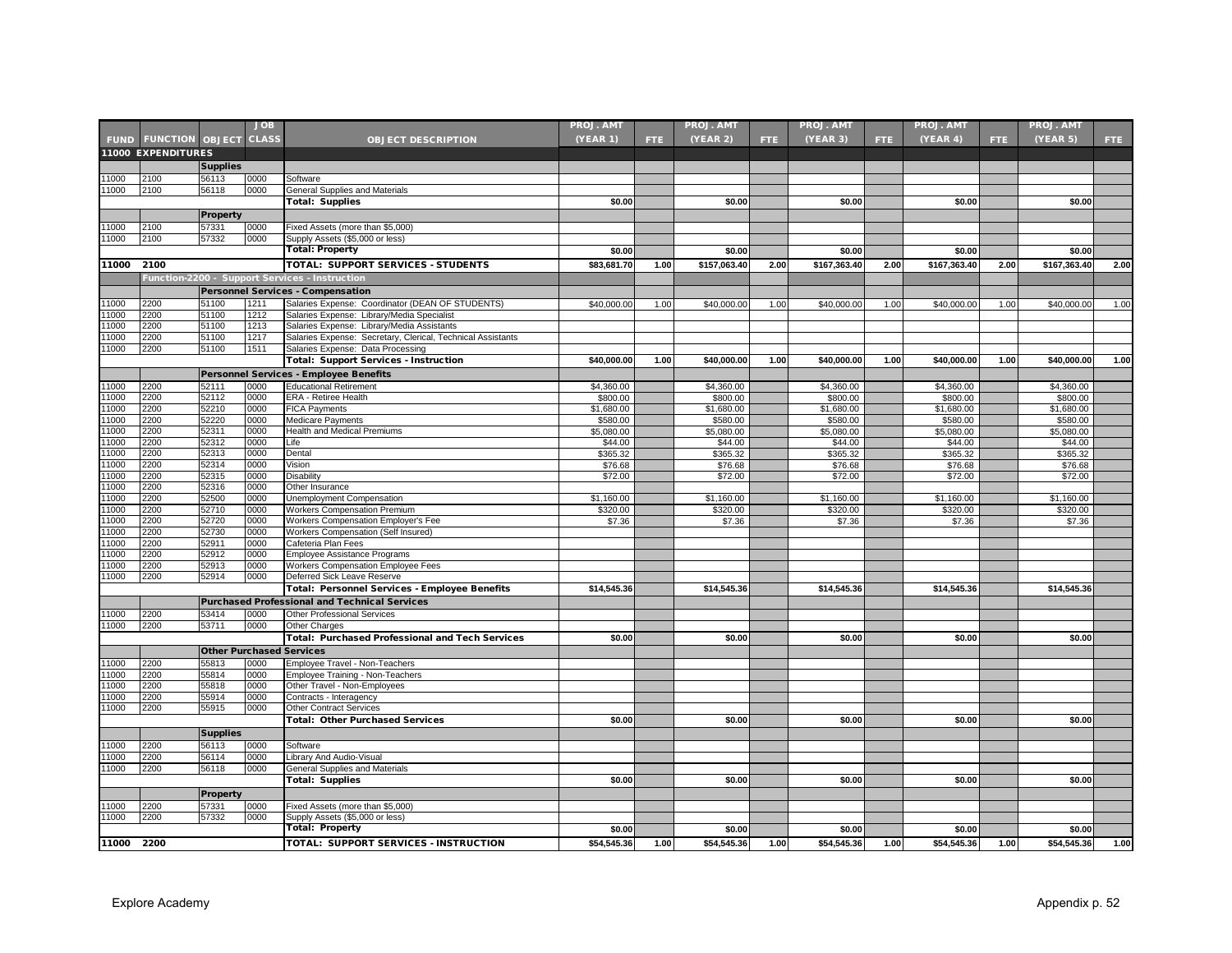| FUND | FUNCTION | OBJECT | JOB CLASS | OBJECT DESCRIPTION | PROJ. AMT (YEAR 1) | FTE | PROJ. AMT (YEAR 2) | FTE | PROJ. AMT (YEAR 3) | FTE | PROJ. AMT (YEAR 4) | FTE | PROJ. AMT (YEAR 5) | FTE |
|---|---|---|---|---|---|---|---|---|---|---|---|---|---|---|
| **11000 EXPENDITURES** | | | | | | | | | | | | | | |
| | | **Supplies** | | | | | | | | | | | | |
| 11000 | 2100 | 56113 | 0000 | Software | | | | | | | | | | |
| 11000 | 2100 | 56118 | 0000 | General Supplies and Materials | | | | | | | | | | |
| | | | | **Total: Supplies** | **$0.00** | | **$0.00** | | **$0.00** | | **$0.00** | | **$0.00** | |
| | | **Property** | | | | | | | | | | | | |
| 11000 | 2100 | 57331 | 0000 | Fixed Assets (more than $5,000) | | | | | | | | | | |
| 11000 | 2100 | 57332 | 0000 | Supply Assets ($5,000 or less) | | | | | | | | | | |
| | | | | **Total: Property** | **$0.00** | | **$0.00** | | **$0.00** | | **$0.00** | | **$0.00** | |
| **11000** | **2100** | | | **TOTAL: SUPPORT SERVICES - STUDENTS** | **$83,681.70** | **1.00** | **$157,063.40** | **2.00** | **$167,363.40** | **2.00** | **$167,363.40** | **2.00** | **$167,363.40** | **2.00** |
| | **Function-2200 - Support Services - Instruction** | | | | | | | | | | | | | |
| | | **Personnel Services - Compensation** | | | | | | | | | | | | |
| 11000 | 2200 | 51100 | 1211 | Salaries Expense: Coordinator (DEAN OF STUDENTS) | $40,000.00 | 1.00 | $40,000.00 | 1.00 | $40,000.00 | 1.00 | $40,000.00 | 1.00 | $40,000.00 | 1.00 |
| 11000 | 2200 | 51100 | 1212 | Salaries Expense: Library/Media Specialist | | | | | | | | | | |
| 11000 | 2200 | 51100 | 1213 | Salaries Expense: Library/Media Assistants | | | | | | | | | | |
| 11000 | 2200 | 51100 | 1217 | Salaries Expense: Secretary, Clerical, Technical Assistants | | | | | | | | | | |
| 11000 | 2200 | 51100 | 1511 | Salaries Expense: Data Processing | | | | | | | | | | |
| | | | | **Total: Support Services - Instruction** | **$40,000.00** | **1.00** | **$40,000.00** | **1.00** | **$40,000.00** | **1.00** | **$40,000.00** | **1.00** | **$40,000.00** | **1.00** |
| | | **Personnel Services - Employee Benefits** | | | | | | | | | | | | |
| 11000 | 2200 | 52111 | 0000 | Educational Retirement | $4,360.00 | | $4,360.00 | | $4,360.00 | | $4,360.00 | | $4,360.00 | |
| 11000 | 2200 | 52112 | 0000 | ERA - Retiree Health | $800.00 | | $800.00 | | $800.00 | | $800.00 | | $800.00 | |
| 11000 | 2200 | 52210 | 0000 | FICA Payments | $1,680.00 | | $1,680.00 | | $1,680.00 | | $1,680.00 | | $1,680.00 | |
| 11000 | 2200 | 52220 | 0000 | Medicare Payments | $580.00 | | $580.00 | | $580.00 | | $580.00 | | $580.00 | |
| 11000 | 2200 | 52311 | 0000 | Health and Medical Premiums | $5,080.00 | | $5,080.00 | | $5,080.00 | | $5,080.00 | | $5,080.00 | |
| 11000 | 2200 | 52312 | 0000 | Life | $44.00 | | $44.00 | | $44.00 | | $44.00 | | $44.00 | |
| 11000 | 2200 | 52313 | 0000 | Dental | $365.32 | | $365.32 | | $365.32 | | $365.32 | | $365.32 | |
| 11000 | 2200 | 52314 | 0000 | Vision | $76.68 | | $76.68 | | $76.68 | | $76.68 | | $76.68 | |
| 11000 | 2200 | 52315 | 0000 | Disability | $72.00 | | $72.00 | | $72.00 | | $72.00 | | $72.00 | |
| 11000 | 2200 | 52316 | 0000 | Other Insurance | | | | | | | | | | |
| 11000 | 2200 | 52500 | 0000 | Unemployment Compensation | $1,160.00 | | $1,160.00 | | $1,160.00 | | $1,160.00 | | $1,160.00 | |
| 11000 | 2200 | 52710 | 0000 | Workers Compensation Premium | $320.00 | | $320.00 | | $320.00 | | $320.00 | | $320.00 | |
| 11000 | 2200 | 52720 | 0000 | Workers Compensation Employer's Fee | $7.36 | | $7.36 | | $7.36 | | $7.36 | | $7.36 | |
| 11000 | 2200 | 52730 | 0000 | Workers Compensation (Self Insured) | | | | | | | | | | |
| 11000 | 2200 | 52911 | 0000 | Cafeteria Plan Fees | | | | | | | | | | |
| 11000 | 2200 | 52912 | 0000 | Employee Assistance Programs | | | | | | | | | | |
| 11000 | 2200 | 52913 | 0000 | Workers Compensation Employee Fees | | | | | | | | | | |
| 11000 | 2200 | 52914 | 0000 | Deferred Sick Leave Reserve | | | | | | | | | | |
| | | | | **Total: Personnel Services - Employee Benefits** | **$14,545.36** | | **$14,545.36** | | **$14,545.36** | | **$14,545.36** | | **$14,545.36** | |
| | | **Purchased Professional and Technical Services** | | | | | | | | | | | | |
| 11000 | 2200 | 53414 | 0000 | Other Professional Services | | | | | | | | | | |
| 11000 | 2200 | 53711 | 0000 | Other Charges | | | | | | | | | | |
| | | | | **Total: Purchased Professional and Tech Services** | **$0.00** | | **$0.00** | | **$0.00** | | **$0.00** | | **$0.00** | |
| | | **Other Purchased Services** | | | | | | | | | | | | |
| 11000 | 2200 | 55813 | 0000 | Employee Travel - Non-Teachers | | | | | | | | | | |
| 11000 | 2200 | 55814 | 0000 | Employee Training - Non-Teachers | | | | | | | | | | |
| 11000 | 2200 | 55818 | 0000 | Other Travel - Non-Employees | | | | | | | | | | |
| 11000 | 2200 | 55914 | 0000 | Contracts - Interagency | | | | | | | | | | |
| 11000 | 2200 | 55915 | 0000 | Other Contract Services | | | | | | | | | | |
| | | | | **Total: Other Purchased Services** | **$0.00** | | **$0.00** | | **$0.00** | | **$0.00** | | **$0.00** | |
| | | **Supplies** | | | | | | | | | | | | |
| 11000 | 2200 | 56113 | 0000 | Software | | | | | | | | | | |
| 11000 | 2200 | 56114 | 0000 | Library And Audio-Visual | | | | | | | | | | |
| 11000 | 2200 | 56118 | 0000 | General Supplies and Materials | | | | | | | | | | |
| | | | | **Total: Supplies** | **$0.00** | | **$0.00** | | **$0.00** | | **$0.00** | | **$0.00** | |
| | | **Property** | | | | | | | | | | | | |
| 11000 | 2200 | 57331 | 0000 | Fixed Assets (more than $5,000) | | | | | | | | | | |
| 11000 | 2200 | 57332 | 0000 | Supply Assets ($5,000 or less) | | | | | | | | | | |
| | | | | **Total: Property** | **$0.00** | | **$0.00** | | **$0.00** | | **$0.00** | | **$0.00** | |
| **11000** | **2200** | | | **TOTAL: SUPPORT SERVICES - INSTRUCTION** | **$54,545.36** | **1.00** | **$54,545.36** | **1.00** | **$54,545.36** | **1.00** | **$54,545.36** | **1.00** | **$54,545.36** | **1.00** |

Explore Academy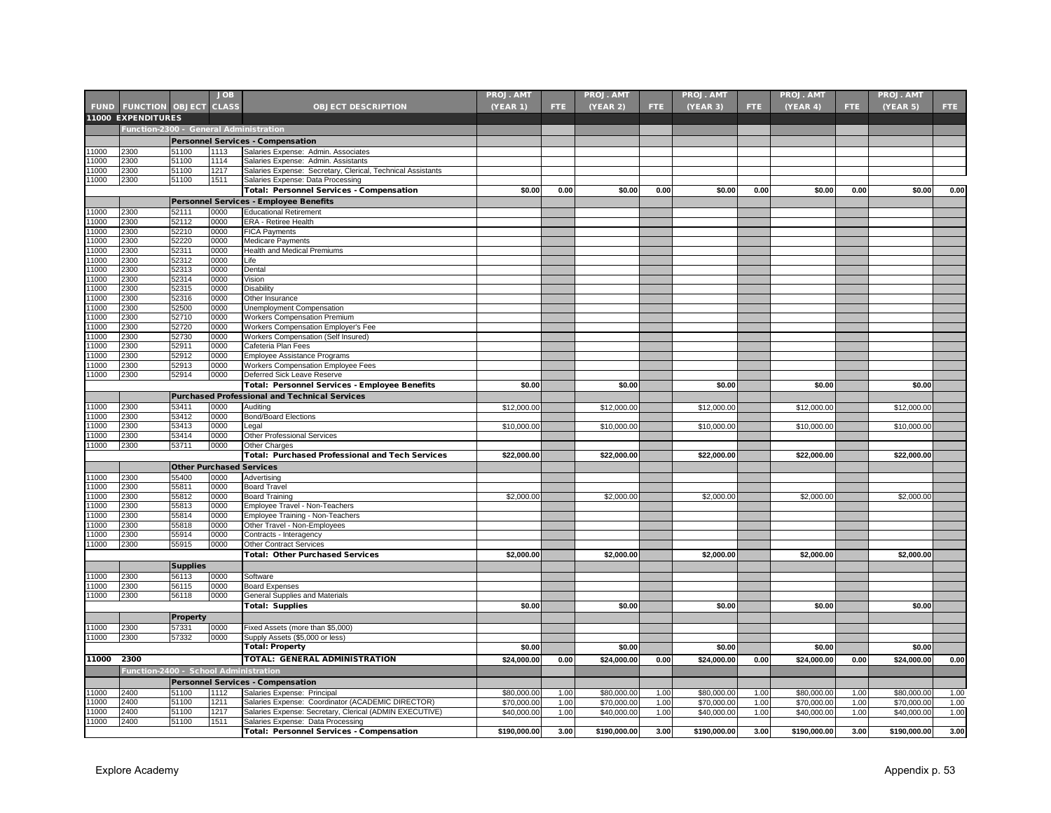| FUND | FUNCTION | OBJECT | JOB CLASS | OBJECT DESCRIPTION | PROJ. AMT (YEAR 1) | FTE | PROJ. AMT (YEAR 2) | FTE | PROJ. AMT (YEAR 3) | FTE | PROJ. AMT (YEAR 4) | FTE | PROJ. AMT (YEAR 5) | FTE |
|---|---|---|---|---|---|---|---|---|---|---|---|---|---|---|
| **11000 EXPENDITURES** | | | | | | | | | | | | | | |
| | **Function-2300 - General Administration** | | | | | | | | | | | | | |
| | | **Personnel Services - Compensation** | | | | | | | | | | | | |
| 11000 | 2300 | 51100 | 1113 | Salaries Expense: Admin. Associates | | | | | | | | | | |
| 11000 | 2300 | 51100 | 1114 | Salaries Expense: Admin. Assistants | | | | | | | | | | |
| 11000 | 2300 | 51100 | 1217 | Salaries Expense: Secretary, Clerical, Technical Assistants | | | | | | | | | | |
| 11000 | 2300 | 51100 | 1511 | Salaries Expense: Data Processing | | | | | | | | | | |
| | | | | **Total: Personnel Services - Compensation** | **$0.00** | **0.00** | **$0.00** | **0.00** | **$0.00** | **0.00** | **$0.00** | **0.00** | **$0.00** | **0.00** |
| | | **Personnel Services - Employee Benefits** | | | | | | | | | | | | |
| 11000 | 2300 | 52111 | 0000 | Educational Retirement | | | | | | | | | | |
| 11000 | 2300 | 52112 | 0000 | ERA - Retiree Health | | | | | | | | | | |
| 11000 | 2300 | 52210 | 0000 | FICA Payments | | | | | | | | | | |
| 11000 | 2300 | 52220 | 0000 | Medicare Payments | | | | | | | | | | |
| 11000 | 2300 | 52311 | 0000 | Health and Medical Premiums | | | | | | | | | | |
| 11000 | 2300 | 52312 | 0000 | Life | | | | | | | | | | |
| 11000 | 2300 | 52313 | 0000 | Dental | | | | | | | | | | |
| 11000 | 2300 | 52314 | 0000 | Vision | | | | | | | | | | |
| 11000 | 2300 | 52315 | 0000 | Disability | | | | | | | | | | |
| 11000 | 2300 | 52316 | 0000 | Other Insurance | | | | | | | | | | |
| 11000 | 2300 | 52500 | 0000 | Unemployment Compensation | | | | | | | | | | |
| 11000 | 2300 | 52710 | 0000 | Workers Compensation Premium | | | | | | | | | | |
| 11000 | 2300 | 52720 | 0000 | Workers Compensation Employer's Fee | | | | | | | | | | |
| 11000 | 2300 | 52730 | 0000 | Workers Compensation (Self Insured) | | | | | | | | | | |
| 11000 | 2300 | 52911 | 0000 | Cafeteria Plan Fees | | | | | | | | | | |
| 11000 | 2300 | 52912 | 0000 | Employee Assistance Programs | | | | | | | | | | |
| 11000 | 2300 | 52913 | 0000 | Workers Compensation Employee Fees | | | | | | | | | | |
| 11000 | 2300 | 52914 | 0000 | Deferred Sick Leave Reserve | | | | | | | | | | |
| | | | | **Total: Personnel Services - Employee Benefits** | **$0.00** | | **$0.00** | | **$0.00** | | **$0.00** | | **$0.00** | |
| | | **Purchased Professional and Technical Services** | | | | | | | | | | | | |
| 11000 | 2300 | 53411 | 0000 | Auditing | $12,000.00 | | $12,000.00 | | $12,000.00 | | $12,000.00 | | $12,000.00 | |
| 11000 | 2300 | 53412 | 0000 | Bond/Board Elections | | | | | | | | | | |
| 11000 | 2300 | 53413 | 0000 | Legal | $10,000.00 | | $10,000.00 | | $10,000.00 | | $10,000.00 | | $10,000.00 | |
| 11000 | 2300 | 53414 | 0000 | Other Professional Services | | | | | | | | | | |
| 11000 | 2300 | 53711 | 0000 | Other Charges | | | | | | | | | | |
| | | | | **Total: Purchased Professional and Tech Services** | **$22,000.00** | | **$22,000.00** | | **$22,000.00** | | **$22,000.00** | | **$22,000.00** | |
| | | **Other Purchased Services** | | | | | | | | | | | | |
| 11000 | 2300 | 55400 | 0000 | Advertising | | | | | | | | | | |
| 11000 | 2300 | 55811 | 0000 | Board Travel | | | | | | | | | | |
| 11000 | 2300 | 55812 | 0000 | Board Training | $2,000.00 | | $2,000.00 | | $2,000.00 | | $2,000.00 | | $2,000.00 | |
| 11000 | 2300 | 55813 | 0000 | Employee Travel - Non-Teachers | | | | | | | | | | |
| 11000 | 2300 | 55814 | 0000 | Employee Training - Non-Teachers | | | | | | | | | | |
| 11000 | 2300 | 55818 | 0000 | Other Travel - Non-Employees | | | | | | | | | | |
| 11000 | 2300 | 55914 | 0000 | Contracts - Interagency | | | | | | | | | | |
| 11000 | 2300 | 55915 | 0000 | Other Contract Services | | | | | | | | | | |
| | | | | **Total: Other Purchased Services** | **$2,000.00** | | **$2,000.00** | | **$2,000.00** | | **$2,000.00** | | **$2,000.00** | |
| | | **Supplies** | | | | | | | | | | | | |
| 11000 | 2300 | 56113 | 0000 | Software | | | | | | | | | | |
| 11000 | 2300 | 56115 | 0000 | Board Expenses | | | | | | | | | | |
| 11000 | 2300 | 56118 | 0000 | General Supplies and Materials | | | | | | | | | | |
| | | | | **Total: Supplies** | **$0.00** | | **$0.00** | | **$0.00** | | **$0.00** | | **$0.00** | |
| | | **Property** | | | | | | | | | | | | |
| 11000 | 2300 | 57331 | 0000 | Fixed Assets (more than $5,000) | | | | | | | | | | |
| 11000 | 2300 | 57332 | 0000 | Supply Assets ($5,000 or less) | | | | | | | | | | |
| | | | | **Total: Property** | **$0.00** | | **$0.00** | | **$0.00** | | **$0.00** | | **$0.00** | |
| **11000** | **2300** | | | **TOTAL: GENERAL ADMINISTRATION** | **$24,000.00** | **0.00** | **$24,000.00** | **0.00** | **$24,000.00** | **0.00** | **$24,000.00** | **0.00** | **$24,000.00** | **0.00** |
| | **Function-2400 - School Administration** | | | | | | | | | | | | | |
| | | **Personnel Services - Compensation** | | | | | | | | | | | | |
| 11000 | 2400 | 51100 | 1112 | Salaries Expense: Principal | $80,000.00 | 1.00 | $80,000.00 | 1.00 | $80,000.00 | 1.00 | $80,000.00 | 1.00 | $80,000.00 | 1.00 |
| 11000 | 2400 | 51100 | 1211 | Salaries Expense: Coordinator (ACADEMIC DIRECTOR) | $70,000.00 | 1.00 | $70,000.00 | 1.00 | $70,000.00 | 1.00 | $70,000.00 | 1.00 | $70,000.00 | 1.00 |
| 11000 | 2400 | 51100 | 1217 | Salaries Expense: Secretary, Clerical (ADMIN EXECUTIVE) | $40,000.00 | 1.00 | $40,000.00 | 1.00 | $40,000.00 | 1.00 | $40,000.00 | 1.00 | $40,000.00 | 1.00 |
| 11000 | 2400 | 51100 | 1511 | Salaries Expense: Data Processing | | | | | | | | | | |
| | | | | **Total: Personnel Services - Compensation** | **$190,000.00** | **3.00** | **$190,000.00** | **3.00** | **$190,000.00** | **3.00** | **$190,000.00** | **3.00** | **$190,000.00** | **3.00** |

Explore Academy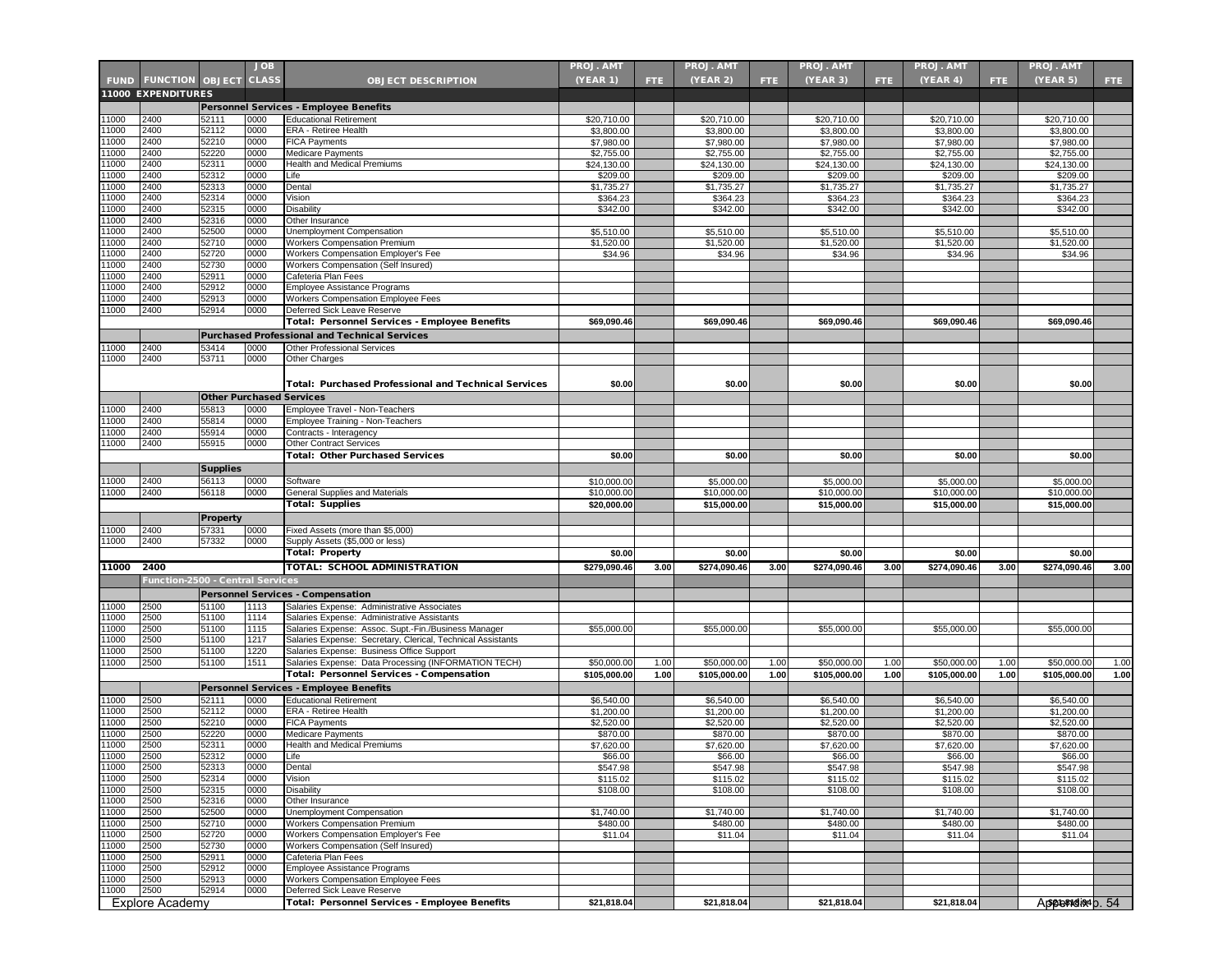| FUND | FUNCTION | OBJECT | JOB CLASS | OBJECT DESCRIPTION | PROJ. AMT (YEAR 1) | FTE | PROJ. AMT (YEAR 2) | FTE | PROJ. AMT (YEAR 3) | FTE | PROJ. AMT (YEAR 4) | FTE | PROJ. AMT (YEAR 5) | FTE |
|---|---|---|---|---|---|---|---|---|---|---|---|---|---|---|
| **11000 EXPENDITURES** | | | | | | | | | | | | | | |
| | | | | **Personnel Services - Employee Benefits** | | | | | | | | | | |
| 11000 | 2400 | 52111 | 0000 | Educational Retirement | $20,710.00 | | $20,710.00 | | $20,710.00 | | $20,710.00 | | $20,710.00 | |
| 11000 | 2400 | 52112 | 0000 | ERA - Retiree Health | $3,800.00 | | $3,800.00 | | $3,800.00 | | $3,800.00 | | $3,800.00 | |
| 11000 | 2400 | 52210 | 0000 | FICA Payments | $7,980.00 | | $7,980.00 | | $7,980.00 | | $7,980.00 | | $7,980.00 | |
| 11000 | 2400 | 52220 | 0000 | Medicare Payments | $2,755.00 | | $2,755.00 | | $2,755.00 | | $2,755.00 | | $2,755.00 | |
| 11000 | 2400 | 52311 | 0000 | Health and Medical Premiums | $24,130.00 | | $24,130.00 | | $24,130.00 | | $24,130.00 | | $24,130.00 | |
| 11000 | 2400 | 52312 | 0000 | Life | $209.00 | | $209.00 | | $209.00 | | $209.00 | | $209.00 | |
| 11000 | 2400 | 52313 | 0000 | Dental | $1,735.27 | | $1,735.27 | | $1,735.27 | | $1,735.27 | | $1,735.27 | |
| 11000 | 2400 | 52314 | 0000 | Vision | $364.23 | | $364.23 | | $364.23 | | $364.23 | | $364.23 | |
| 11000 | 2400 | 52315 | 0000 | Disability | $342.00 | | $342.00 | | $342.00 | | $342.00 | | $342.00 | |
| 11000 | 2400 | 52316 | 0000 | Other Insurance | | | | | | | | | | |
| 11000 | 2400 | 52500 | 0000 | Unemployment Compensation | $5,510.00 | | $5,510.00 | | $5,510.00 | | $5,510.00 | | $5,510.00 | |
| 11000 | 2400 | 52710 | 0000 | Workers Compensation Premium | $1,520.00 | | $1,520.00 | | $1,520.00 | | $1,520.00 | | $1,520.00 | |
| 11000 | 2400 | 52720 | 0000 | Workers Compensation Employer's Fee | $34.96 | | $34.96 | | $34.96 | | $34.96 | | $34.96 | |
| 11000 | 2400 | 52730 | 0000 | Workers Compensation (Self Insured) | | | | | | | | | | |
| 11000 | 2400 | 52911 | 0000 | Cafeteria Plan Fees | | | | | | | | | | |
| 11000 | 2400 | 52912 | 0000 | Employee Assistance Programs | | | | | | | | | | |
| 11000 | 2400 | 52913 | 0000 | Workers Compensation Employee Fees | | | | | | | | | | |
| 11000 | 2400 | 52914 | 0000 | Deferred Sick Leave Reserve | | | | | | | | | | |
| | | | | **Total: Personnel Services - Employee Benefits** | **$69,090.46** | | **$69,090.46** | | **$69,090.46** | | **$69,090.46** | | **$69,090.46** | |
| | | | | **Purchased Professional and Technical Services** | | | | | | | | | | |
| 11000 | 2400 | 53414 | 0000 | Other Professional Services | | | | | | | | | | |
| 11000 | 2400 | 53711 | 0000 | Other Charges | | | | | | | | | | |
| | | | | **Total: Purchased Professional and Technical Services** | **$0.00** | | **$0.00** | | **$0.00** | | **$0.00** | | **$0.00** | |
| | | **Other Purchased Services** | | | | | | | | | | | | |
| 11000 | 2400 | 55813 | 0000 | Employee Travel - Non-Teachers | | | | | | | | | | |
| 11000 | 2400 | 55814 | 0000 | Employee Training - Non-Teachers | | | | | | | | | | |
| 11000 | 2400 | 55914 | 0000 | Contracts - Interagency | | | | | | | | | | |
| 11000 | 2400 | 55915 | 0000 | Other Contract Services | | | | | | | | | | |
| | | | | **Total: Other Purchased Services** | **$0.00** | | **$0.00** | | **$0.00** | | **$0.00** | | **$0.00** | |
| | | **Supplies** | | | | | | | | | | | | |
| 11000 | 2400 | 56113 | 0000 | Software | $10,000.00 | | $5,000.00 | | $5,000.00 | | $5,000.00 | | $5,000.00 | |
| 11000 | 2400 | 56118 | 0000 | General Supplies and Materials | $10,000.00 | | $10,000.00 | | $10,000.00 | | $10,000.00 | | $10,000.00 | |
| | | | | **Total: Supplies** | **$20,000.00** | | **$15,000.00** | | **$15,000.00** | | **$15,000.00** | | **$15,000.00** | |
| | | **Property** | | | | | | | | | | | | |
| 11000 | 2400 | 57331 | 0000 | Fixed Assets (more than $5,000) | | | | | | | | | | |
| 11000 | 2400 | 57332 | 0000 | Supply Assets ($5,000 or less) | | | | | | | | | | |
| | | | | **Total: Property** | **$0.00** | | **$0.00** | | **$0.00** | | **$0.00** | | **$0.00** | |
| **11000** | **2400** | | | **TOTAL: SCHOOL ADMINISTRATION** | **$279,090.46** | **3.00** | **$274,090.46** | **3.00** | **$274,090.46** | **3.00** | **$274,090.46** | **3.00** | **$274,090.46** | **3.00** |
| | **Function-2500 - Central Services** | | | | | | | | | | | | | |
| | | | | **Personnel Services - Compensation** | | | | | | | | | | |
| 11000 | 2500 | 51100 | 1113 | Salaries Expense: Administrative Associates | | | | | | | | | | |
| 11000 | 2500 | 51100 | 1114 | Salaries Expense: Administrative Assistants | | | | | | | | | | |
| 11000 | 2500 | 51100 | 1115 | Salaries Expense: Assoc. Supt.-Fin./Business Manager | $55,000.00 | | $55,000.00 | | $55,000.00 | | $55,000.00 | | $55,000.00 | |
| 11000 | 2500 | 51100 | 1217 | Salaries Expense: Secretary, Clerical, Technical Assistants | | | | | | | | | | |
| 11000 | 2500 | 51100 | 1220 | Salaries Expense: Business Office Support | | | | | | | | | | |
| 11000 | 2500 | 51100 | 1511 | Salaries Expense: Data Processing (INFORMATION TECH) | $50,000.00 | 1.00 | $50,000.00 | 1.00 | $50,000.00 | 1.00 | $50,000.00 | 1.00 | $50,000.00 | 1.00 |
| | | | | **Total: Personnel Services - Compensation** | **$105,000.00** | **1.00** | **$105,000.00** | **1.00** | **$105,000.00** | **1.00** | **$105,000.00** | **1.00** | **$105,000.00** | **1.00** |
| | | | | **Personnel Services - Employee Benefits** | | | | | | | | | | |
| 11000 | 2500 | 52111 | 0000 | Educational Retirement | $6,540.00 | | $6,540.00 | | $6,540.00 | | $6,540.00 | | $6,540.00 | |
| 11000 | 2500 | 52112 | 0000 | ERA - Retiree Health | $1,200.00 | | $1,200.00 | | $1,200.00 | | $1,200.00 | | $1,200.00 | |
| 11000 | 2500 | 52210 | 0000 | FICA Payments | $2,520.00 | | $2,520.00 | | $2,520.00 | | $2,520.00 | | $2,520.00 | |
| 11000 | 2500 | 52220 | 0000 | Medicare Payments | $870.00 | | $870.00 | | $870.00 | | $870.00 | | $870.00 | |
| 11000 | 2500 | 52311 | 0000 | Health and Medical Premiums | $7,620.00 | | $7,620.00 | | $7,620.00 | | $7,620.00 | | $7,620.00 | |
| 11000 | 2500 | 52312 | 0000 | Life | $66.00 | | $66.00 | | $66.00 | | $66.00 | | $66.00 | |
| 11000 | 2500 | 52313 | 0000 | Dental | $547.98 | | $547.98 | | $547.98 | | $547.98 | | $547.98 | |
| 11000 | 2500 | 52314 | 0000 | Vision | $115.02 | | $115.02 | | $115.02 | | $115.02 | | $115.02 | |
| 11000 | 2500 | 52315 | 0000 | Disability | $108.00 | | $108.00 | | $108.00 | | $108.00 | | $108.00 | |
| 11000 | 2500 | 52316 | 0000 | Other Insurance | | | | | | | | | | |
| 11000 | 2500 | 52500 | 0000 | Unemployment Compensation | $1,740.00 | | $1,740.00 | | $1,740.00 | | $1,740.00 | | $1,740.00 | |
| 11000 | 2500 | 52710 | 0000 | Workers Compensation Premium | $480.00 | | $480.00 | | $480.00 | | $480.00 | | $480.00 | |
| 11000 | 2500 | 52720 | 0000 | Workers Compensation Employer's Fee | $11.04 | | $11.04 | | $11.04 | | $11.04 | | $11.04 | |
| 11000 | 2500 | 52730 | 0000 | Workers Compensation (Self Insured) | | | | | | | | | | |
| 11000 | 2500 | 52911 | 0000 | Cafeteria Plan Fees | | | | | | | | | | |
| 11000 | 2500 | 52912 | 0000 | Employee Assistance Programs | | | | | | | | | | |
| 11000 | 2500 | 52913 | 0000 | Workers Compensation Employee Fees | | | | | | | | | | |
| 11000 | 2500 | 52914 | 0000 | Deferred Sick Leave Reserve | | | | | | | | | | |
| | | | | **Total: Personnel Services - Employee Benefits** | **$21,818.04** | | **$21,818.04** | | **$21,818.04** | | **$21,818.04** | | **$21,818.04** | |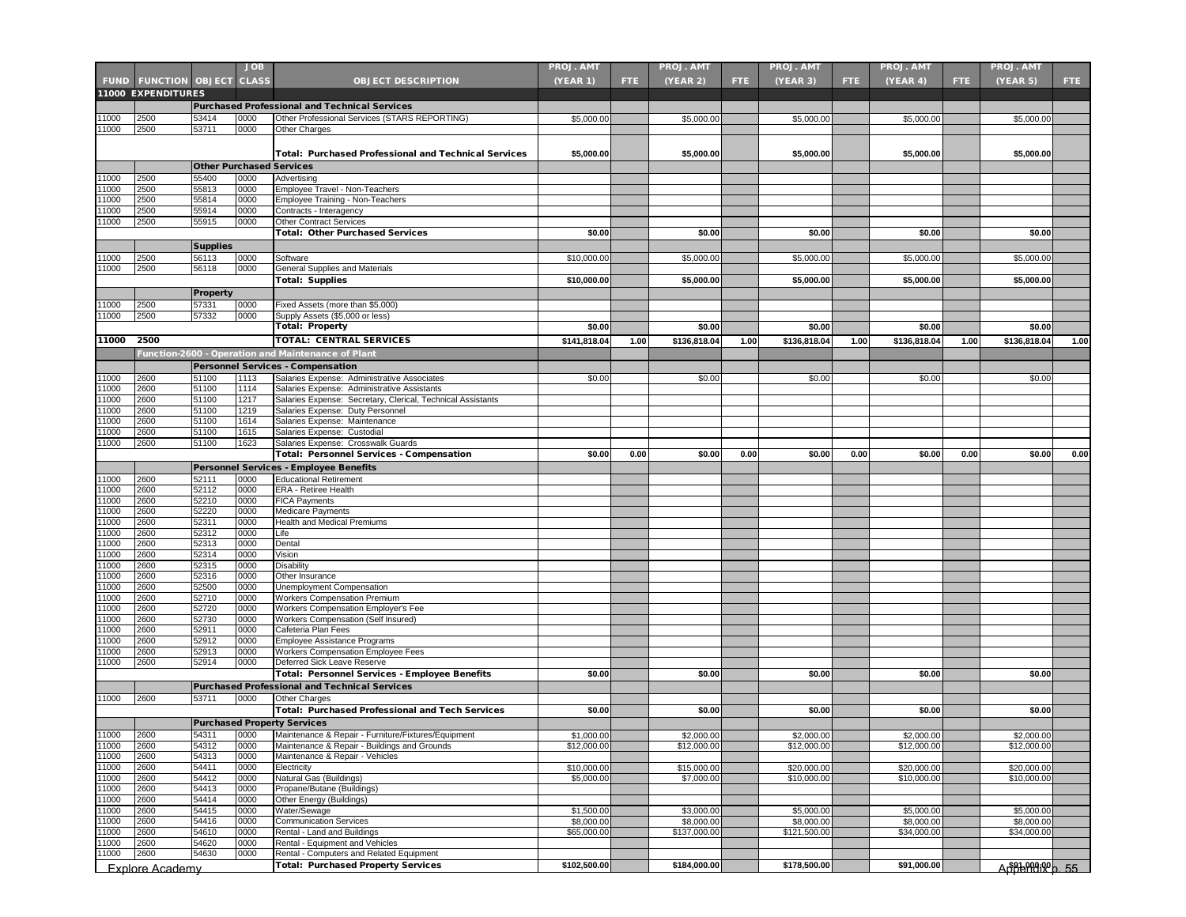| FUND | FUNCTION | OBJECT | JOB CLASS | OBJECT DESCRIPTION | PROJ. AMT (YEAR 1) | FTE | PROJ. AMT (YEAR 2) | FTE | PROJ. AMT (YEAR 3) | FTE | PROJ. AMT (YEAR 4) | FTE | PROJ. AMT (YEAR 5) | FTE |
|---|---|---|---|---|---|---|---|---|---|---|---|---|---|---|
| **11000 EXPENDITURES** | | | | | | | | | | | | | | |
| | | | | **Purchased Professional and Technical Services** | | | | | | | | | | |
| 11000 | 2500 | 53414 | 0000 | Other Professional Services (STARS REPORTING) | $5,000.00 | | $5,000.00 | | $5,000.00 | | $5,000.00 | | $5,000.00 | |
| 11000 | 2500 | 53711 | 0000 | Other Charges | | | | | | | | | | |
| | | | | **Total: Purchased Professional and Technical Services** | **$5,000.00** | | **$5,000.00** | | **$5,000.00** | | **$5,000.00** | | **$5,000.00** | |
| | | **Other Purchased Services** | | | | | | | | | | | | |
| 11000 | 2500 | 55400 | 0000 | Advertising | | | | | | | | | | |
| 11000 | 2500 | 55813 | 0000 | Employee Travel - Non-Teachers | | | | | | | | | | |
| 11000 | 2500 | 55814 | 0000 | Employee Training - Non-Teachers | | | | | | | | | | |
| 11000 | 2500 | 55914 | 0000 | Contracts - Interagency | | | | | | | | | | |
| 11000 | 2500 | 55915 | 0000 | Other Contract Services | | | | | | | | | | |
| | | | | **Total: Other Purchased Services** | **$0.00** | | **$0.00** | | **$0.00** | | **$0.00** | | **$0.00** | |
| | | **Supplies** | | | | | | | | | | | | |
| 11000 | 2500 | 56113 | 0000 | Software | $10,000.00 | | $5,000.00 | | $5,000.00 | | $5,000.00 | | $5,000.00 | |
| 11000 | 2500 | 56118 | 0000 | General Supplies and Materials | | | | | | | | | | |
| | | | | **Total: Supplies** | **$10,000.00** | | **$5,000.00** | | **$5,000.00** | | **$5,000.00** | | **$5,000.00** | |
| | | **Property** | | | | | | | | | | | | |
| 11000 | 2500 | 57331 | 0000 | Fixed Assets (more than $5,000) | | | | | | | | | | |
| 11000 | 2500 | 57332 | 0000 | Supply Assets ($5,000 or less) | | | | | | | | | | |
| | | | | **Total: Property** | **$0.00** | | **$0.00** | | **$0.00** | | **$0.00** | | **$0.00** | |
| **11000** | **2500** | | | **TOTAL: CENTRAL SERVICES** | **$141,818.04** | **1.00** | **$136,818.04** | **1.00** | **$136,818.04** | **1.00** | **$136,818.04** | **1.00** | **$136,818.04** | **1.00** |
| | **Function-2600 - Operation and Maintenance of Plant** | | | | | | | | | | | | | |
| | | | | **Personnel Services - Compensation** | | | | | | | | | | |
| 11000 | 2600 | 51100 | 1113 | Salaries Expense: Administrative Associates | $0.00 | | $0.00 | | $0.00 | | $0.00 | | $0.00 | |
| 11000 | 2600 | 51100 | 1114 | Salaries Expense: Administrative Assistants | | | | | | | | | | |
| 11000 | 2600 | 51100 | 1217 | Salaries Expense: Secretary, Clerical, Technical Assistants | | | | | | | | | | |
| 11000 | 2600 | 51100 | 1219 | Salaries Expense: Duty Personnel | | | | | | | | | | |
| 11000 | 2600 | 51100 | 1614 | Salaries Expense: Maintenance | | | | | | | | | | |
| 11000 | 2600 | 51100 | 1615 | Salaries Expense: Custodial | | | | | | | | | | |
| 11000 | 2600 | 51100 | 1623 | Salaries Expense: Crosswalk Guards | | | | | | | | | | |
| | | | | **Total: Personnel Services - Compensation** | **$0.00** | **0.00** | **$0.00** | **0.00** | **$0.00** | **0.00** | **$0.00** | **0.00** | **$0.00** | **0.00** |
| | | | | **Personnel Services - Employee Benefits** | | | | | | | | | | |
| 11000 | 2600 | 52111 | 0000 | Educational Retirement | | | | | | | | | | |
| 11000 | 2600 | 52112 | 0000 | ERA - Retiree Health | | | | | | | | | | |
| 11000 | 2600 | 52210 | 0000 | FICA Payments | | | | | | | | | | |
| 11000 | 2600 | 52220 | 0000 | Medicare Payments | | | | | | | | | | |
| 11000 | 2600 | 52311 | 0000 | Health and Medical Premiums | | | | | | | | | | |
| 11000 | 2600 | 52312 | 0000 | Life | | | | | | | | | | |
| 11000 | 2600 | 52313 | 0000 | Dental | | | | | | | | | | |
| 11000 | 2600 | 52314 | 0000 | Vision | | | | | | | | | | |
| 11000 | 2600 | 52315 | 0000 | Disability | | | | | | | | | | |
| 11000 | 2600 | 52316 | 0000 | Other Insurance | | | | | | | | | | |
| 11000 | 2600 | 52500 | 0000 | Unemployment Compensation | | | | | | | | | | |
| 11000 | 2600 | 52710 | 0000 | Workers Compensation Premium | | | | | | | | | | |
| 11000 | 2600 | 52720 | 0000 | Workers Compensation Employer's Fee | | | | | | | | | | |
| 11000 | 2600 | 52730 | 0000 | Workers Compensation (Self Insured) | | | | | | | | | | |
| 11000 | 2600 | 52911 | 0000 | Cafeteria Plan Fees | | | | | | | | | | |
| 11000 | 2600 | 52912 | 0000 | Employee Assistance Programs | | | | | | | | | | |
| 11000 | 2600 | 52913 | 0000 | Workers Compensation Employee Fees | | | | | | | | | | |
| 11000 | 2600 | 52914 | 0000 | Deferred Sick Leave Reserve | | | | | | | | | | |
| | | | | **Total: Personnel Services - Employee Benefits** | **$0.00** | | **$0.00** | | **$0.00** | | **$0.00** | | **$0.00** | |
| | | | | **Purchased Professional and Technical Services** | | | | | | | | | | |
| 11000 | 2600 | 53711 | 0000 | Other Charges | | | | | | | | | | |
| | | | | **Total: Purchased Professional and Tech Services** | **$0.00** | | **$0.00** | | **$0.00** | | **$0.00** | | **$0.00** | |
| | | | | **Purchased Property Services** | | | | | | | | | | |
| 11000 | 2600 | 54311 | 0000 | Maintenance & Repair - Furniture/Fixtures/Equipment | $1,000.00 | | $2,000.00 | | $2,000.00 | | $2,000.00 | | $2,000.00 | |
| 11000 | 2600 | 54312 | 0000 | Maintenance & Repair - Buildings and Grounds | $12,000.00 | | $12,000.00 | | $12,000.00 | | $12,000.00 | | $12,000.00 | |
| 11000 | 2600 | 54313 | 0000 | Maintenance & Repair - Vehicles | | | | | | | | | | |
| 11000 | 2600 | 54411 | 0000 | Electricity | $10,000.00 | | $15,000.00 | | $20,000.00 | | $20,000.00 | | $20,000.00 | |
| 11000 | 2600 | 54412 | 0000 | Natural Gas (Buildings) | $5,000.00 | | $7,000.00 | | $10,000.00 | | $10,000.00 | | $10,000.00 | |
| 11000 | 2600 | 54413 | 0000 | Propane/Butane (Buildings) | | | | | | | | | | |
| 11000 | 2600 | 54414 | 0000 | Other Energy (Buildings) | | | | | | | | | | |
| 11000 | 2600 | 54415 | 0000 | Water/Sewage | $1,500.00 | | $3,000.00 | | $5,000.00 | | $5,000.00 | | $5,000.00 | |
| 11000 | 2600 | 54416 | 0000 | Communication Services | $8,000.00 | | $8,000.00 | | $8,000.00 | | $8,000.00 | | $8,000.00 | |
| 11000 | 2600 | 54610 | 0000 | Rental - Land and Buildings | $65,000.00 | | $137,000.00 | | $121,500.00 | | $34,000.00 | | $34,000.00 | |
| 11000 | 2600 | 54620 | 0000 | Rental - Equipment and Vehicles | | | | | | | | | | |
| 11000 | 2600 | 54630 | 0000 | Rental - Computers and Related Equipment | | | | | | | | | | |
| | | | | **Total: Purchased Property Services** | **$102,500.00** | | **$184,000.00** | | **$178,500.00** | | **$91,000.00** | | **$91,000.00** | |

Explore Academy — Appendix p. 55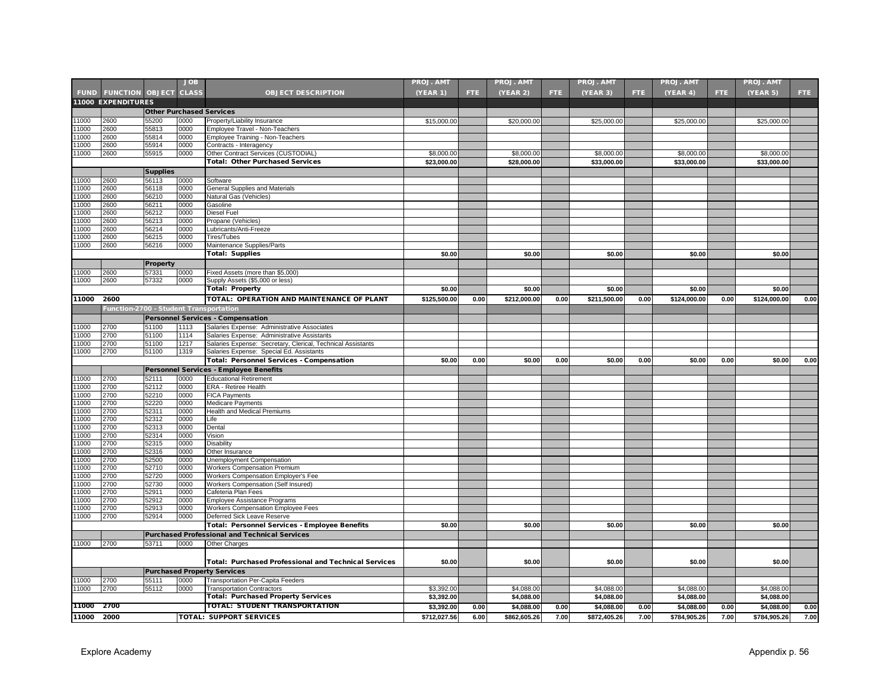| FUND | FUNCTION | OBJECT | JOB CLASS | OBJECT DESCRIPTION | PROJ. AMT (YEAR 1) | FTE | PROJ. AMT (YEAR 2) | FTE | PROJ. AMT (YEAR 3) | FTE | PROJ. AMT (YEAR 4) | FTE | PROJ. AMT (YEAR 5) | FTE |
|---|---|---|---|---|---|---|---|---|---|---|---|---|---|---|
| **11000 EXPENDITURES** | | | | | | | | | | | | | | |
| | | **Other Purchased Services** | | | | | | | | | | | | |
| 11000 | 2600 | 55200 | 0000 | Property/Liability Insurance | $15,000.00 | | $20,000.00 | | $25,000.00 | | $25,000.00 | | $25,000.00 | |
| 11000 | 2600 | 55813 | 0000 | Employee Travel - Non-Teachers | | | | | | | | | | |
| 11000 | 2600 | 55814 | 0000 | Employee Training - Non-Teachers | | | | | | | | | | |
| 11000 | 2600 | 55914 | 0000 | Contracts - Interagency | | | | | | | | | | |
| 11000 | 2600 | 55915 | 0000 | Other Contract Services (CUSTODIAL) | $8,000.00 | | $8,000.00 | | $8,000.00 | | $8,000.00 | | $8,000.00 | |
| | | | | **Total: Other Purchased Services** | **$23,000.00** | | **$28,000.00** | | **$33,000.00** | | **$33,000.00** | | **$33,000.00** | |
| | | **Supplies** | | | | | | | | | | | | |
| 11000 | 2600 | 56113 | 0000 | Software | | | | | | | | | | |
| 11000 | 2600 | 56118 | 0000 | General Supplies and Materials | | | | | | | | | | |
| 11000 | 2600 | 56210 | 0000 | Natural Gas (Vehicles) | | | | | | | | | | |
| 11000 | 2600 | 56211 | 0000 | Gasoline | | | | | | | | | | |
| 11000 | 2600 | 56212 | 0000 | Diesel Fuel | | | | | | | | | | |
| 11000 | 2600 | 56213 | 0000 | Propane (Vehicles) | | | | | | | | | | |
| 11000 | 2600 | 56214 | 0000 | Lubricants/Anti-Freeze | | | | | | | | | | |
| 11000 | 2600 | 56215 | 0000 | Tires/Tubes | | | | | | | | | | |
| 11000 | 2600 | 56216 | 0000 | Maintenance Supplies/Parts | | | | | | | | | | |
| | | | | **Total: Supplies** | **$0.00** | | **$0.00** | | **$0.00** | | **$0.00** | | **$0.00** | |
| | | **Property** | | | | | | | | | | | | |
| 11000 | 2600 | 57331 | 0000 | Fixed Assets (more than $5,000) | | | | | | | | | | |
| 11000 | 2600 | 57332 | 0000 | Supply Assets ($5,000 or less) | | | | | | | | | | |
| | | | | **Total: Property** | **$0.00** | | **$0.00** | | **$0.00** | | **$0.00** | | **$0.00** | |
| **11000** | **2600** | | | **TOTAL: OPERATION AND MAINTENANCE OF PLANT** | **$125,500.00** | **0.00** | **$212,000.00** | **0.00** | **$211,500.00** | **0.00** | **$124,000.00** | **0.00** | **$124,000.00** | **0.00** |
| | **Function-2700 - Student Transportation** | | | | | | | | | | | | | |
| | | **Personnel Services - Compensation** | | | | | | | | | | | | |
| 11000 | 2700 | 51100 | 1113 | Salaries Expense: Administrative Associates | | | | | | | | | | |
| 11000 | 2700 | 51100 | 1114 | Salaries Expense: Administrative Assistants | | | | | | | | | | |
| 11000 | 2700 | 51100 | 1217 | Salaries Expense: Secretary, Clerical, Technical Assistants | | | | | | | | | | |
| 11000 | 2700 | 51100 | 1319 | Salaries Expense: Special Ed. Assistants | | | | | | | | | | |
| | | | | **Total: Personnel Services - Compensation** | **$0.00** | **0.00** | **$0.00** | **0.00** | **$0.00** | **0.00** | **$0.00** | **0.00** | **$0.00** | **0.00** |
| | | **Personnel Services - Employee Benefits** | | | | | | | | | | | | |
| 11000 | 2700 | 52111 | 0000 | Educational Retirement | | | | | | | | | | |
| 11000 | 2700 | 52112 | 0000 | ERA - Retiree Health | | | | | | | | | | |
| 11000 | 2700 | 52210 | 0000 | FICA Payments | | | | | | | | | | |
| 11000 | 2700 | 52220 | 0000 | Medicare Payments | | | | | | | | | | |
| 11000 | 2700 | 52311 | 0000 | Health and Medical Premiums | | | | | | | | | | |
| 11000 | 2700 | 52312 | 0000 | Life | | | | | | | | | | |
| 11000 | 2700 | 52313 | 0000 | Dental | | | | | | | | | | |
| 11000 | 2700 | 52314 | 0000 | Vision | | | | | | | | | | |
| 11000 | 2700 | 52315 | 0000 | Disability | | | | | | | | | | |
| 11000 | 2700 | 52316 | 0000 | Other Insurance | | | | | | | | | | |
| 11000 | 2700 | 52500 | 0000 | Unemployment Compensation | | | | | | | | | | |
| 11000 | 2700 | 52710 | 0000 | Workers Compensation Premium | | | | | | | | | | |
| 11000 | 2700 | 52720 | 0000 | Workers Compensation Employer's Fee | | | | | | | | | | |
| 11000 | 2700 | 52730 | 0000 | Workers Compensation (Self Insured) | | | | | | | | | | |
| 11000 | 2700 | 52911 | 0000 | Cafeteria Plan Fees | | | | | | | | | | |
| 11000 | 2700 | 52912 | 0000 | Employee Assistance Programs | | | | | | | | | | |
| 11000 | 2700 | 52913 | 0000 | Workers Compensation Employee Fees | | | | | | | | | | |
| 11000 | 2700 | 52914 | 0000 | Deferred Sick Leave Reserve | | | | | | | | | | |
| | | | | **Total: Personnel Services - Employee Benefits** | **$0.00** | | **$0.00** | | **$0.00** | | **$0.00** | | **$0.00** | |
| | | **Purchased Professional and Technical Services** | | | | | | | | | | | | |
| 11000 | 2700 | 53711 | 0000 | Other Charges | | | | | | | | | | |
| | | | | **Total: Purchased Professional and Technical Services** | **$0.00** | | **$0.00** | | **$0.00** | | **$0.00** | | **$0.00** | |
| | | **Purchased Property Services** | | | | | | | | | | | | |
| 11000 | 2700 | 55111 | 0000 | Transportation Per-Capita Feeders | | | | | | | | | | |
| 11000 | 2700 | 55112 | 0000 | Transportation Contractors | $3,392.00 | | $4,088.00 | | $4,088.00 | | $4,088.00 | | $4,088.00 | |
| | | | | **Total: Purchased Property Services** | **$3,392.00** | | **$4,088.00** | | **$4,088.00** | | **$4,088.00** | | **$4,088.00** | |
| **11000** | **2700** | | | **TOTAL: STUDENT TRANSPORTATION** | **$3,392.00** | **0.00** | **$4,088.00** | **0.00** | **$4,088.00** | **0.00** | **$4,088.00** | **0.00** | **$4,088.00** | **0.00** |
| **11000** | **2000** | | | **TOTAL: SUPPORT SERVICES** | **$712,027.56** | **6.00** | **$862,605.26** | **7.00** | **$872,405.26** | **7.00** | **$784,905.26** | **7.00** | **$784,905.26** | **7.00** |

Explore Academy

Appendix p. 56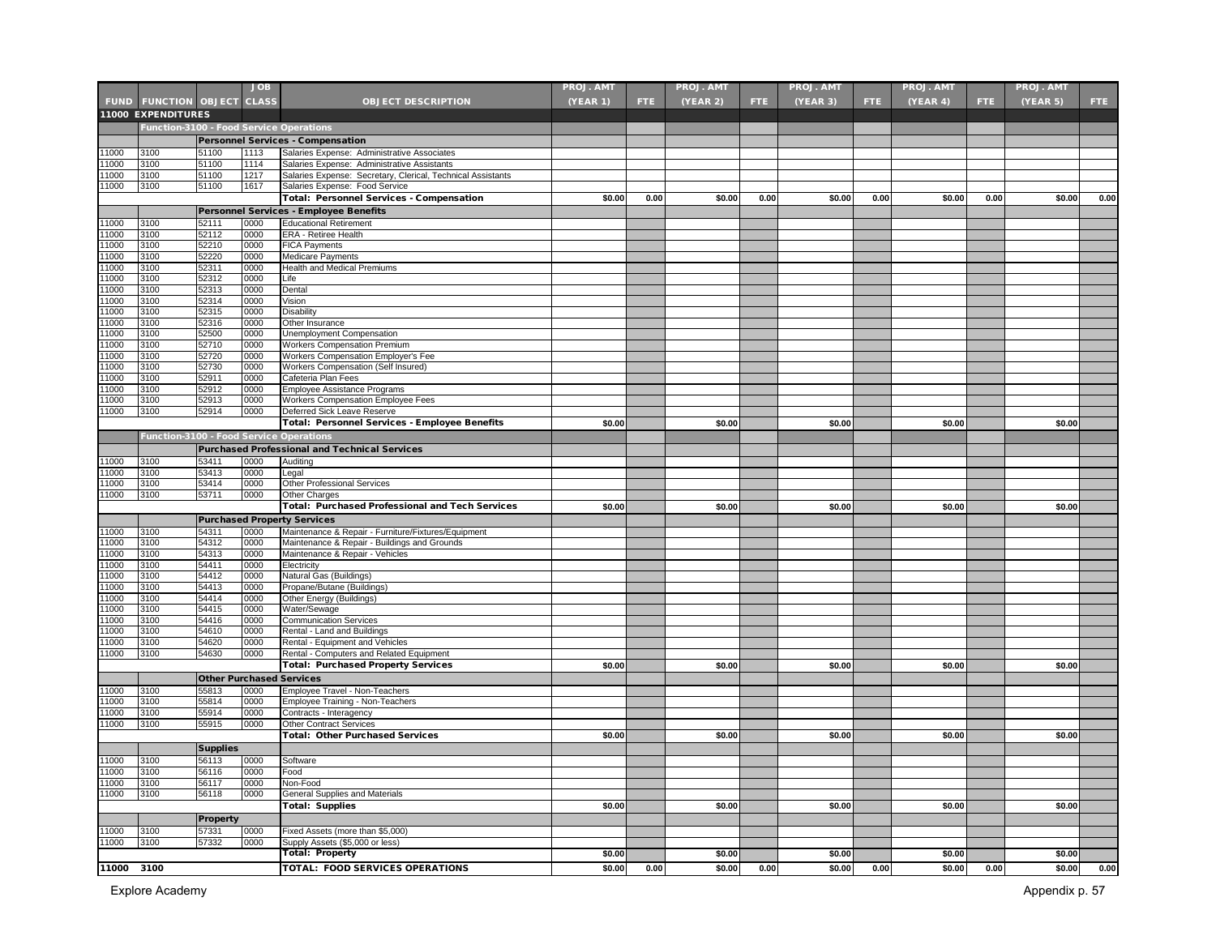| FUND | FUNCTION | OBJECT | JOB CLASS | OBJECT DESCRIPTION | PROJ. AMT (YEAR 1) | FTE | PROJ. AMT (YEAR 2) | FTE | PROJ. AMT (YEAR 3) | FTE | PROJ. AMT (YEAR 4) | FTE | PROJ. AMT (YEAR 5) | FTE |
|---|---|---|---|---|---|---|---|---|---|---|---|---|---|---|
| **11000 EXPENDITURES** | | | | | | | | | | | | | | |
| | **Function-3100 - Food Service Operations** | | | | | | | | | | | | | |
| | | **Personnel Services - Compensation** | | | | | | | | | | | | |
| 11000 | 3100 | 51100 | 1113 | Salaries Expense: Administrative Associates | | | | | | | | | | |
| 11000 | 3100 | 51100 | 1114 | Salaries Expense: Administrative Assistants | | | | | | | | | | |
| 11000 | 3100 | 51100 | 1217 | Salaries Expense: Secretary, Clerical, Technical Assistants | | | | | | | | | | |
| 11000 | 3100 | 51100 | 1617 | Salaries Expense: Food Service | | | | | | | | | | |
| | | | | **Total: Personnel Services - Compensation** | $0.00 | 0.00 | $0.00 | 0.00 | $0.00 | 0.00 | $0.00 | 0.00 | $0.00 | 0.00 |
| | | **Personnel Services - Employee Benefits** | | | | | | | | | | | | |
| 11000 | 3100 | 52111 | 0000 | Educational Retirement | | | | | | | | | | |
| 11000 | 3100 | 52112 | 0000 | ERA - Retiree Health | | | | | | | | | | |
| 11000 | 3100 | 52210 | 0000 | FICA Payments | | | | | | | | | | |
| 11000 | 3100 | 52220 | 0000 | Medicare Payments | | | | | | | | | | |
| 11000 | 3100 | 52311 | 0000 | Health and Medical Premiums | | | | | | | | | | |
| 11000 | 3100 | 52312 | 0000 | Life | | | | | | | | | | |
| 11000 | 3100 | 52313 | 0000 | Dental | | | | | | | | | | |
| 11000 | 3100 | 52314 | 0000 | Vision | | | | | | | | | | |
| 11000 | 3100 | 52315 | 0000 | Disability | | | | | | | | | | |
| 11000 | 3100 | 52316 | 0000 | Other Insurance | | | | | | | | | | |
| 11000 | 3100 | 52500 | 0000 | Unemployment Compensation | | | | | | | | | | |
| 11000 | 3100 | 52710 | 0000 | Workers Compensation Premium | | | | | | | | | | |
| 11000 | 3100 | 52720 | 0000 | Workers Compensation Employer's Fee | | | | | | | | | | |
| 11000 | 3100 | 52730 | 0000 | Workers Compensation (Self Insured) | | | | | | | | | | |
| 11000 | 3100 | 52911 | 0000 | Cafeteria Plan Fees | | | | | | | | | | |
| 11000 | 3100 | 52912 | 0000 | Employee Assistance Programs | | | | | | | | | | |
| 11000 | 3100 | 52913 | 0000 | Workers Compensation Employee Fees | | | | | | | | | | |
| 11000 | 3100 | 52914 | 0000 | Deferred Sick Leave Reserve | | | | | | | | | | |
| | | | | **Total: Personnel Services - Employee Benefits** | $0.00 | | $0.00 | | $0.00 | | $0.00 | | $0.00 | |
| | **Function-3100 - Food Service Operations** | | | | | | | | | | | | | |
| | | **Purchased Professional and Technical Services** | | | | | | | | | | | | |
| 11000 | 3100 | 53411 | 0000 | Auditing | | | | | | | | | | |
| 11000 | 3100 | 53413 | 0000 | Legal | | | | | | | | | | |
| 11000 | 3100 | 53414 | 0000 | Other Professional Services | | | | | | | | | | |
| 11000 | 3100 | 53711 | 0000 | Other Charges | | | | | | | | | | |
| | | | | **Total: Purchased Professional and Tech Services** | $0.00 | | $0.00 | | $0.00 | | $0.00 | | $0.00 | |
| | | **Purchased Property Services** | | | | | | | | | | | | |
| 11000 | 3100 | 54311 | 0000 | Maintenance & Repair - Furniture/Fixtures/Equipment | | | | | | | | | | |
| 11000 | 3100 | 54312 | 0000 | Maintenance & Repair - Buildings and Grounds | | | | | | | | | | |
| 11000 | 3100 | 54313 | 0000 | Maintenance & Repair - Vehicles | | | | | | | | | | |
| 11000 | 3100 | 54411 | 0000 | Electricity | | | | | | | | | | |
| 11000 | 3100 | 54412 | 0000 | Natural Gas (Buildings) | | | | | | | | | | |
| 11000 | 3100 | 54413 | 0000 | Propane/Butane (Buildings) | | | | | | | | | | |
| 11000 | 3100 | 54414 | 0000 | Other Energy (Buildings) | | | | | | | | | | |
| 11000 | 3100 | 54415 | 0000 | Water/Sewage | | | | | | | | | | |
| 11000 | 3100 | 54416 | 0000 | Communication Services | | | | | | | | | | |
| 11000 | 3100 | 54610 | 0000 | Rental - Land and Buildings | | | | | | | | | | |
| 11000 | 3100 | 54620 | 0000 | Rental - Equipment and Vehicles | | | | | | | | | | |
| 11000 | 3100 | 54630 | 0000 | Rental - Computers and Related Equipment | | | | | | | | | | |
| | | | | **Total: Purchased Property Services** | $0.00 | | $0.00 | | $0.00 | | $0.00 | | $0.00 | |
| | | **Other Purchased Services** | | | | | | | | | | | | |
| 11000 | 3100 | 55813 | 0000 | Employee Travel - Non-Teachers | | | | | | | | | | |
| 11000 | 3100 | 55814 | 0000 | Employee Training - Non-Teachers | | | | | | | | | | |
| 11000 | 3100 | 55914 | 0000 | Contracts - Interagency | | | | | | | | | | |
| 11000 | 3100 | 55915 | 0000 | Other Contract Services | | | | | | | | | | |
| | | | | **Total: Other Purchased Services** | $0.00 | | $0.00 | | $0.00 | | $0.00 | | $0.00 | |
| | | **Supplies** | | | | | | | | | | | | |
| 11000 | 3100 | 56113 | 0000 | Software | | | | | | | | | | |
| 11000 | 3100 | 56116 | 0000 | Food | | | | | | | | | | |
| 11000 | 3100 | 56117 | 0000 | Non-Food | | | | | | | | | | |
| 11000 | 3100 | 56118 | 0000 | General Supplies and Materials | | | | | | | | | | |
| | | | | **Total: Supplies** | $0.00 | | $0.00 | | $0.00 | | $0.00 | | $0.00 | |
| | | **Property** | | | | | | | | | | | | |
| 11000 | 3100 | 57331 | 0000 | Fixed Assets (more than $5,000) | | | | | | | | | | |
| 11000 | 3100 | 57332 | 0000 | Supply Assets ($5,000 or less) | | | | | | | | | | |
| | | | | **Total: Property** | $0.00 | | $0.00 | | $0.00 | | $0.00 | | $0.00 | |
| **11000** | **3100** | | | **TOTAL: FOOD SERVICES OPERATIONS** | $0.00 | 0.00 | $0.00 | 0.00 | $0.00 | 0.00 | $0.00 | 0.00 | $0.00 | 0.00 |

Explore Academy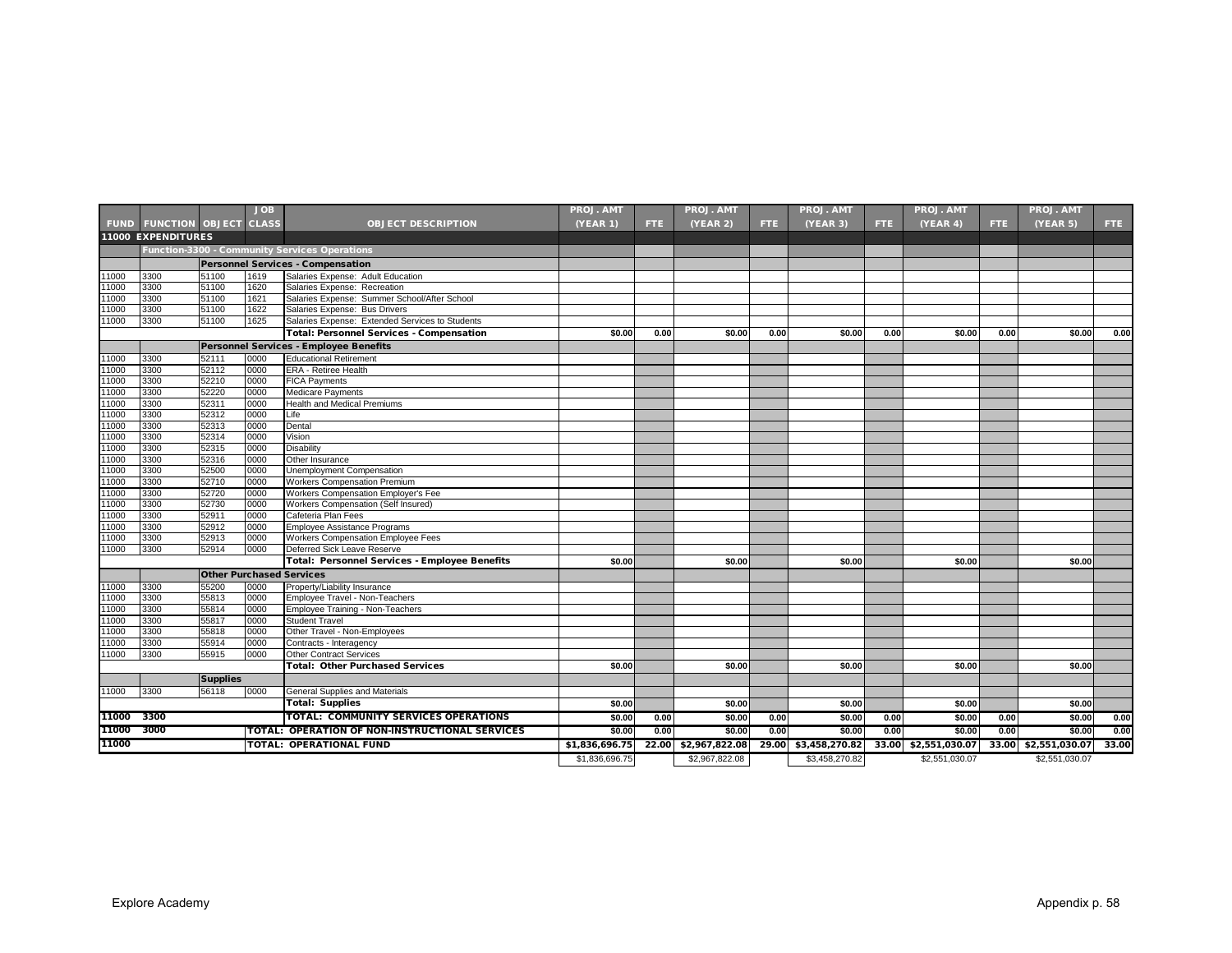| FUND | FUNCTION | OBJECT | JOB CLASS | OBJECT DESCRIPTION | PROJ. AMT (YEAR 1) | FTE | PROJ. AMT (YEAR 2) | FTE | PROJ. AMT (YEAR 3) | FTE | PROJ. AMT (YEAR 4) | FTE | PROJ. AMT (YEAR 5) | FTE |
|---|---|---|---|---|---|---|---|---|---|---|---|---|---|---|
| 11000 EXPENDITURES | | | | | | | | | | | | | | |
| | Function-3300 - Community Services Operations | | | | | | | | | | | | | |
| | | Personnel Services - Compensation | | | | | | | | | | | | |
| 11000 | 3300 | 51100 | 1619 | Salaries Expense: Adult Education | | | | | | | | | | |
| 11000 | 3300 | 51100 | 1620 | Salaries Expense: Recreation | | | | | | | | | | |
| 11000 | 3300 | 51100 | 1621 | Salaries Expense: Summer School/After School | | | | | | | | | | |
| 11000 | 3300 | 51100 | 1622 | Salaries Expense: Bus Drivers | | | | | | | | | | |
| 11000 | 3300 | 51100 | 1625 | Salaries Expense: Extended Services to Students | | | | | | | | | | |
| | | | | **Total: Personnel Services - Compensation** | $0.00 | 0.00 | $0.00 | 0.00 | $0.00 | 0.00 | $0.00 | 0.00 | $0.00 | 0.00 |
| | | Personnel Services - Employee Benefits | | | | | | | | | | | | |
| 11000 | 3300 | 52111 | 0000 | Educational Retirement | | | | | | | | | | |
| 11000 | 3300 | 52112 | 0000 | ERA - Retiree Health | | | | | | | | | | |
| 11000 | 3300 | 52210 | 0000 | FICA Payments | | | | | | | | | | |
| 11000 | 3300 | 52220 | 0000 | Medicare Payments | | | | | | | | | | |
| 11000 | 3300 | 52311 | 0000 | Health and Medical Premiums | | | | | | | | | | |
| 11000 | 3300 | 52312 | 0000 | Life | | | | | | | | | | |
| 11000 | 3300 | 52313 | 0000 | Dental | | | | | | | | | | |
| 11000 | 3300 | 52314 | 0000 | Vision | | | | | | | | | | |
| 11000 | 3300 | 52315 | 0000 | Disability | | | | | | | | | | |
| 11000 | 3300 | 52316 | 0000 | Other Insurance | | | | | | | | | | |
| 11000 | 3300 | 52500 | 0000 | Unemployment Compensation | | | | | | | | | | |
| 11000 | 3300 | 52710 | 0000 | Workers Compensation Premium | | | | | | | | | | |
| 11000 | 3300 | 52720 | 0000 | Workers Compensation Employer's Fee | | | | | | | | | | |
| 11000 | 3300 | 52730 | 0000 | Workers Compensation (Self Insured) | | | | | | | | | | |
| 11000 | 3300 | 52911 | 0000 | Cafeteria Plan Fees | | | | | | | | | | |
| 11000 | 3300 | 52912 | 0000 | Employee Assistance Programs | | | | | | | | | | |
| 11000 | 3300 | 52913 | 0000 | Workers Compensation Employee Fees | | | | | | | | | | |
| 11000 | 3300 | 52914 | 0000 | Deferred Sick Leave Reserve | | | | | | | | | | |
| | | | | **Total: Personnel Services - Employee Benefits** | $0.00 | | $0.00 | | $0.00 | | $0.00 | | $0.00 | |
| | | Other Purchased Services | | | | | | | | | | | | |
| 11000 | 3300 | 55200 | 0000 | Property/Liability Insurance | | | | | | | | | | |
| 11000 | 3300 | 55813 | 0000 | Employee Travel - Non-Teachers | | | | | | | | | | |
| 11000 | 3300 | 55814 | 0000 | Employee Training - Non-Teachers | | | | | | | | | | |
| 11000 | 3300 | 55817 | 0000 | Student Travel | | | | | | | | | | |
| 11000 | 3300 | 55818 | 0000 | Other Travel - Non-Employees | | | | | | | | | | |
| 11000 | 3300 | 55914 | 0000 | Contracts - Interagency | | | | | | | | | | |
| 11000 | 3300 | 55915 | 0000 | Other Contract Services | | | | | | | | | | |
| | | | | **Total: Other Purchased Services** | $0.00 | | $0.00 | | $0.00 | | $0.00 | | $0.00 | |
| | | Supplies | | | | | | | | | | | | |
| 11000 | 3300 | 56118 | 0000 | General Supplies and Materials | | | | | | | | | | |
| | | | | **Total: Supplies** | $0.00 | | $0.00 | | $0.00 | | $0.00 | | $0.00 | |
| **11000** | **3300** | | | **TOTAL: COMMUNITY SERVICES OPERATIONS** | $0.00 | 0.00 | $0.00 | 0.00 | $0.00 | 0.00 | $0.00 | 0.00 | $0.00 | 0.00 |
| **11000** | **3000** | | | **TOTAL: OPERATION OF NON-INSTRUCTIONAL SERVICES** | $0.00 | 0.00 | $0.00 | 0.00 | $0.00 | 0.00 | $0.00 | 0.00 | $0.00 | 0.00 |
| **11000** | | | | **TOTAL: OPERATIONAL FUND** | **$1,836,696.75** | **22.00** | **$2,967,822.08** | **29.00** | **$3,458,270.82** | **33.00** | **$2,551,030.07** | **33.00** | **$2,551,030.07** | **33.00** |
| | | | | | $1,836,696.75 | | $2,967,822.08 | | $3,458,270.82 | | $2,551,030.07 | | $2,551,030.07 | |

Explore Academy

Appendix p. 58